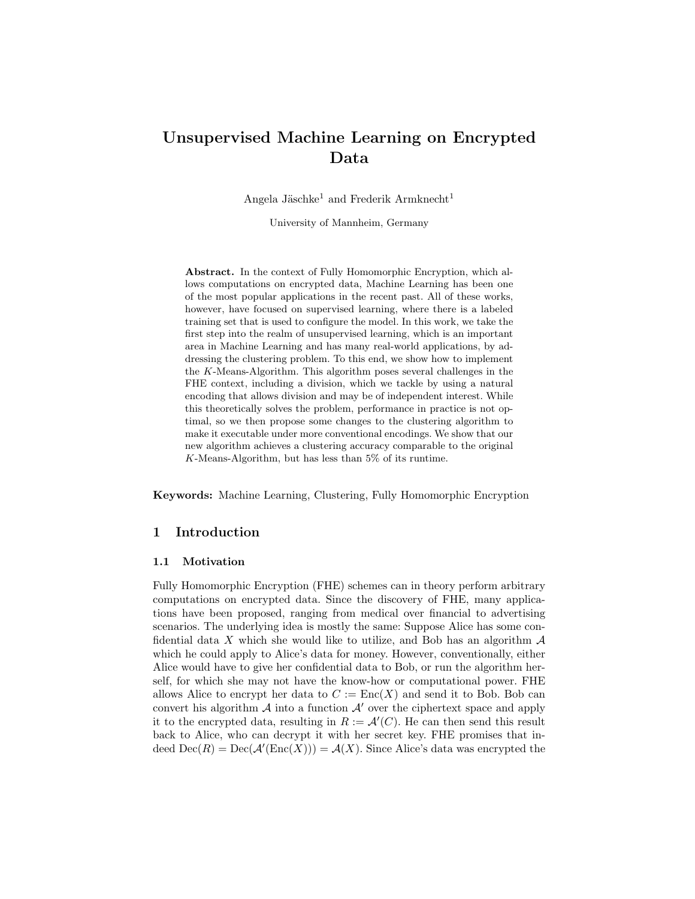# Unsupervised Machine Learning on Encrypted Data

Angela Jäschke[1] and Frederik Armknecht[1]

University of Mannheim, Germany

**Abstract.** In the context of Fully Homomorphic Encryption, which allows computations on encrypted data, Machine Learning has been one of the most popular applications in the recent past. All of these works, however, have focused on supervised learning, where there is a labeled training set that is used to configure the model. In this work, we take the first step into the realm of unsupervised learning, which is an important area in Machine Learning and has many real-world applications, by addressing the clustering problem. To this end, we show how to implement the $K$-Means-Algorithm. This algorithm poses several challenges in the FHE context, including a division, which we tackle by using a natural encoding that allows division and may be of independent interest. While this theoretically solves the problem, performance in practice is not optimal, so we then propose some changes to the clustering algorithm to make it executable under more conventional encodings. We show that our new algorithm achieves a clustering accuracy comparable to the original $K$-Means-Algorithm, but has less than 5% of its runtime.

**Keywords:** Machine Learning, Clustering, Fully Homomorphic Encryption

## 1 Introduction

### 1.1 Motivation

Fully Homomorphic Encryption (FHE) schemes can in theory perform arbitrary computations on encrypted data. Since the discovery of FHE, many applications have been proposed, ranging from medical over financial to advertising scenarios. The underlying idea is mostly the same: Suppose Alice has some confidential data $X$ which she would like to utilize, and Bob has an algorithm $\mathcal{A}$ which he could apply to Alice's data for money. However, conventionally, either Alice would have to give her confidential data to Bob, or run the algorithm herself, for which she may not have the know-how or computational power. FHE allows Alice to encrypt her data to $C := \text{Enc}(X)$ and send it to Bob. Bob can convert his algorithm $\mathcal{A}$ into a function $\mathcal{A}'$ over the ciphertext space and apply it to the encrypted data, resulting in $R := \mathcal{A}'(C)$. He can then send this result back to Alice, who can decrypt it with her secret key. FHE promises that indeed $\text{Dec}(R) = \text{Dec}(\mathcal{A}'(\text{Enc}(X))) = \mathcal{A}(X)$. Since Alice's data was encrypted the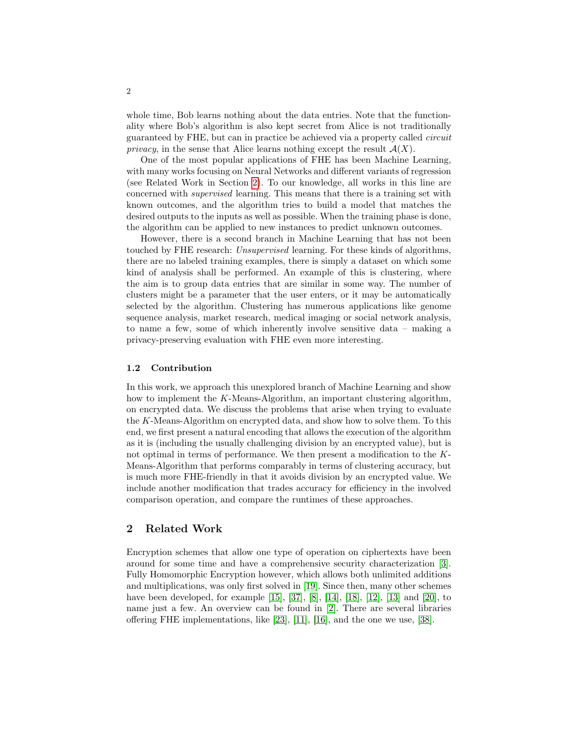whole time, Bob learns nothing about the data entries. Note that the functionality where Bob's algorithm is also kept secret from Alice is not traditionally guaranteed by FHE, but can in practice be achieved via a property called *circuit privacy*, in the sense that Alice learns nothing except the result $\mathcal{A}(X)$.

One of the most popular applications of FHE has been Machine Learning, with many works focusing on Neural Networks and different variants of regression (see Related Work in Section 2). To our knowledge, all works in this line are concerned with *supervised* learning. This means that there is a training set with known outcomes, and the algorithm tries to build a model that matches the desired outputs to the inputs as well as possible. When the training phase is done, the algorithm can be applied to new instances to predict unknown outcomes.

However, there is a second branch in Machine Learning that has not been touched by FHE research: *Unsupervised* learning. For these kinds of algorithms, there are no labeled training examples, there is simply a dataset on which some kind of analysis shall be performed. An example of this is clustering, where the aim is to group data entries that are similar in some way. The number of clusters might be a parameter that the user enters, or it may be automatically selected by the algorithm. Clustering has numerous applications like genome sequence analysis, market research, medical imaging or social network analysis, to name a few, some of which inherently involve sensitive data – making a privacy-preserving evaluation with FHE even more interesting.

### 1.2 Contribution

In this work, we approach this unexplored branch of Machine Learning and show how to implement the $K$-Means-Algorithm, an important clustering algorithm, on encrypted data. We discuss the problems that arise when trying to evaluate the $K$-Means-Algorithm on encrypted data, and show how to solve them. To this end, we first present a natural encoding that allows the execution of the algorithm as it is (including the usually challenging division by an encrypted value), but is not optimal in terms of performance. We then present a modification to the $K$-Means-Algorithm that performs comparably in terms of clustering accuracy, but is much more FHE-friendly in that it avoids division by an encrypted value. We include another modification that trades accuracy for efficiency in the involved comparison operation, and compare the runtimes of these approaches.

## 2 Related Work

Encryption schemes that allow one type of operation on ciphertexts have been around for some time and have a comprehensive security characterization [3]. Fully Homomorphic Encryption however, which allows both unlimited additions and multiplications, was only first solved in [19]. Since then, many other schemes have been developed, for example [15], [37], [8], [14], [18], [12], [13] and [20], to name just a few. An overview can be found in [2]. There are several libraries offering FHE implementations, like [23], [11], [16], and the one we use, [38].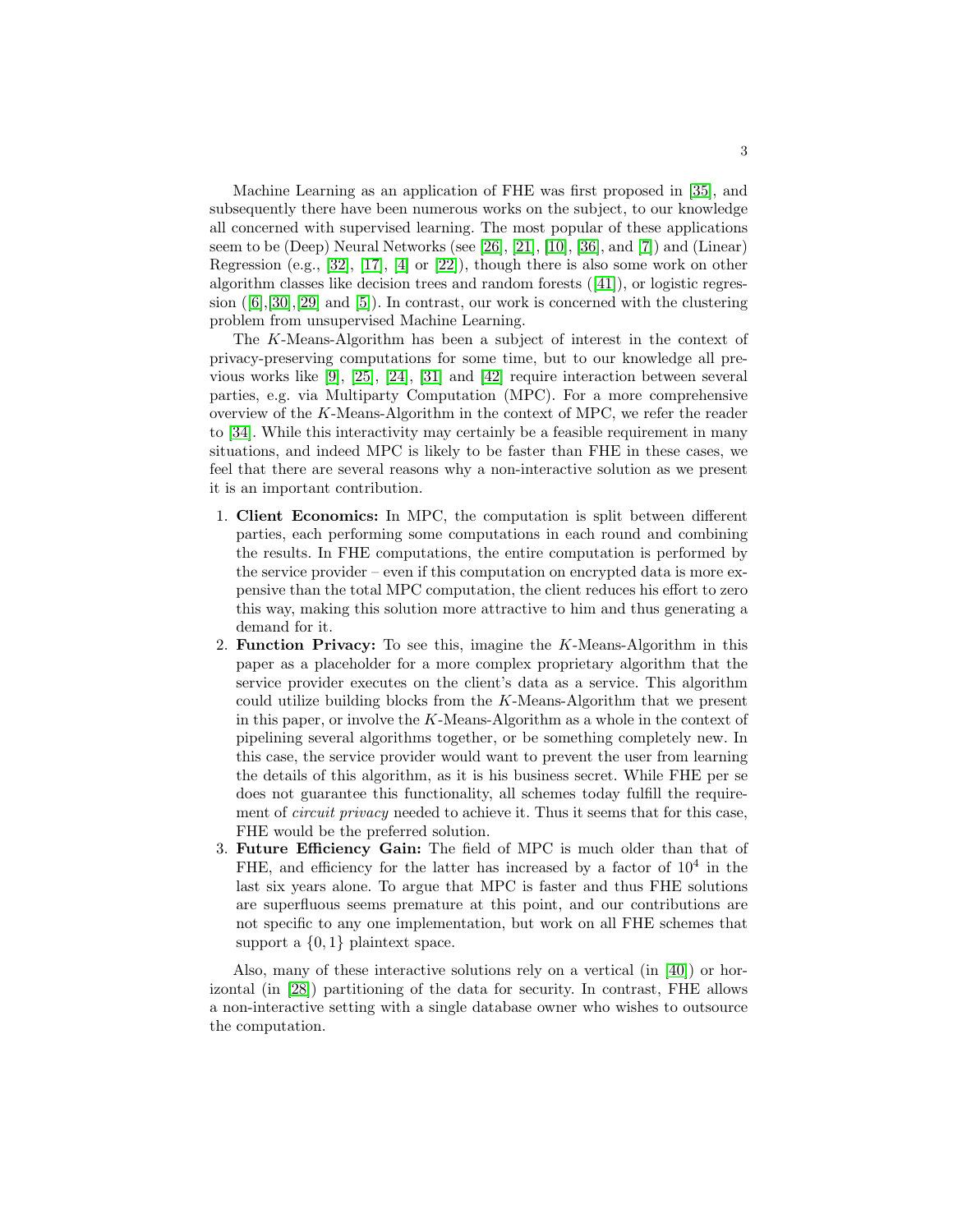Machine Learning as an application of FHE was first proposed in [35], and subsequently there have been numerous works on the subject, to our knowledge all concerned with supervised learning. The most popular of these applications seem to be (Deep) Neural Networks (see [26], [21], [10], [36], and [7]) and (Linear) Regression (e.g., [32], [17], [4] or [22]), though there is also some work on other algorithm classes like decision trees and random forests ([41]), or logistic regression ([6],[30],[29] and [5]). In contrast, our work is concerned with the clustering problem from unsupervised Machine Learning.

The $K$-Means-Algorithm has been a subject of interest in the context of privacy-preserving computations for some time, but to our knowledge all previous works like [9], [25], [24], [31] and [42] require interaction between several parties, e.g. via Multiparty Computation (MPC). For a more comprehensive overview of the $K$-Means-Algorithm in the context of MPC, we refer the reader to [34]. While this interactivity may certainly be a feasible requirement in many situations, and indeed MPC is likely to be faster than FHE in these cases, we feel that there are several reasons why a non-interactive solution as we present it is an important contribution.

1. **Client Economics:** In MPC, the computation is split between different parties, each performing some computations in each round and combining the results. In FHE computations, the entire computation is performed by the service provider – even if this computation on encrypted data is more expensive than the total MPC computation, the client reduces his effort to zero this way, making this solution more attractive to him and thus generating a demand for it.
2. **Function Privacy:** To see this, imagine the $K$-Means-Algorithm in this paper as a placeholder for a more complex proprietary algorithm that the service provider executes on the client's data as a service. This algorithm could utilize building blocks from the $K$-Means-Algorithm that we present in this paper, or involve the $K$-Means-Algorithm as a whole in the context of pipelining several algorithms together, or be something completely new. In this case, the service provider would want to prevent the user from learning the details of this algorithm, as it is his business secret. While FHE per se does not guarantee this functionality, all schemes today fulfill the requirement of *circuit privacy* needed to achieve it. Thus it seems that for this case, FHE would be the preferred solution.
3. **Future Efficiency Gain:** The field of MPC is much older than that of FHE, and efficiency for the latter has increased by a factor of $10^4$ in the last six years alone. To argue that MPC is faster and thus FHE solutions are superfluous seems premature at this point, and our contributions are not specific to any one implementation, but work on all FHE schemes that support a $\{0, 1\}$ plaintext space.

Also, many of these interactive solutions rely on a vertical (in [40]) or horizontal (in [28]) partitioning of the data for security. In contrast, FHE allows a non-interactive setting with a single database owner who wishes to outsource the computation.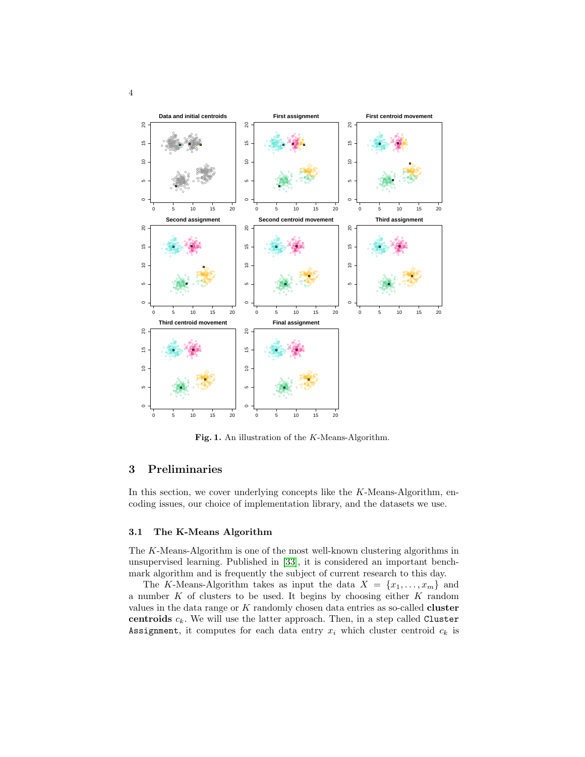Fig. 1. An illustration of the $K$-Means-Algorithm.

## 3 Preliminaries

In this section, we cover underlying concepts like the $K$-Means-Algorithm, encoding issues, our choice of implementation library, and the datasets we use.

### 3.1 The K-Means Algorithm

The $K$-Means-Algorithm is one of the most well-known clustering algorithms in unsupervised learning. Published in [33], it is considered an important benchmark algorithm and is frequently the subject of current research to this day.

The $K$-Means-Algorithm takes as input the data $X = \{x_1, \ldots, x_m\}$ and a number $K$ of clusters to be used. It begins by choosing either $K$ random values in the data range or $K$ randomly chosen data entries as so-called **cluster centroids** $c_k$. We will use the latter approach. Then, in a step called `Cluster Assignment`, it computes for each data entry $x_i$ which cluster centroid $c_k$ is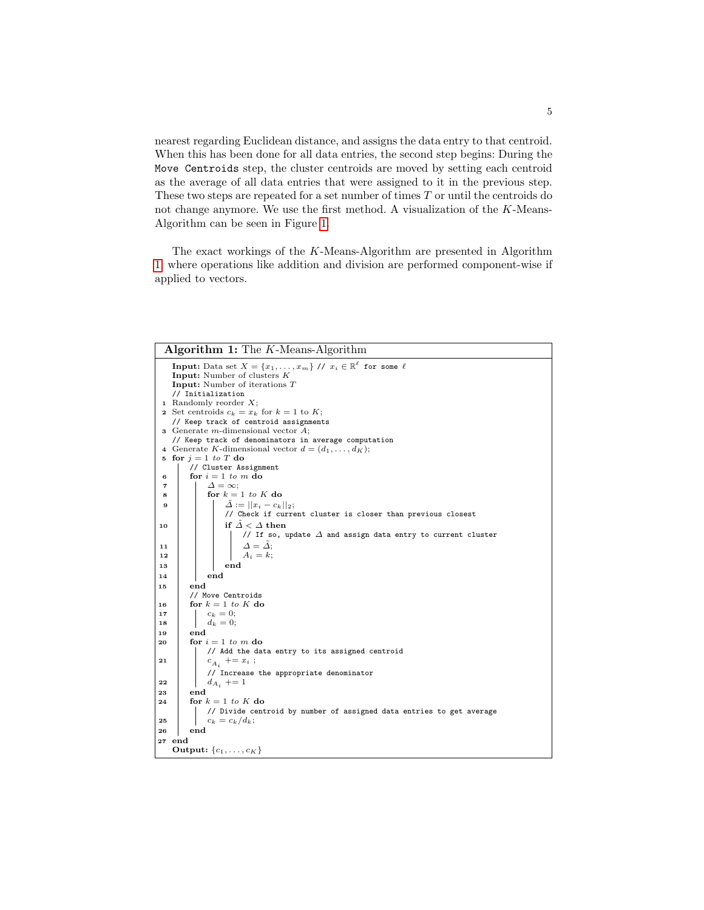nearest regarding Euclidean distance, and assigns the data entry to that centroid. When this has been done for all data entries, the second step begins: During the `Move Centroids` step, the cluster centroids are moved by setting each centroid as the average of all data entries that were assigned to it in the previous step. These two steps are repeated for a set number of times $T$ or until the centroids do not change anymore. We use the first method. A visualization of the $K$-Means-Algorithm can be seen in Figure 1.

The exact workings of the $K$-Means-Algorithm are presented in Algorithm 1, where operations like addition and division are performed component-wise if applied to vectors.

**Algorithm 1:** The $K$-Means-Algorithm

```
   Input: Data set X = {x_1, ..., x_m} // x_i ∈ ℝ^ℓ for some ℓ
   Input: Number of clusters K
   Input: Number of iterations T
   // Initialization
1  Randomly reorder X;
2  Set centroids c_k = x_k for k = 1 to K;
   // Keep track of centroid assignments
3  Generate m-dimensional vector A;
   // Keep track of denominators in average computation
4  Generate K-dimensional vector d = (d_1, ..., d_K);
5  for j = 1 to T do
       // Cluster Assignment
6      for i = 1 to m do
7          Δ = ∞;
8          for k = 1 to K do
9              Δ̃ := ||x_i − c_k||_2;
               // Check if current cluster is closer than previous closest
10             if Δ̃ < Δ then
                   // If so, update Δ and assign data entry to current cluster
11                 Δ = Δ̃;
12                 A_i = k;
13             end
14         end
15     end
       // Move Centroids
16     for k = 1 to K do
17         c_k = 0;
18         d_k = 0;
19     end
20     for i = 1 to m do
           // Add the data entry to its assigned centroid
21         c_{A_i} += x_i ;
           // Increase the appropriate denominator
22         d_{A_i} += 1
23     end
24     for k = 1 to K do
           // Divide centroid by number of assigned data entries to get average
25         c_k = c_k / d_k;
26     end
27 end
   Output: {c_1, ..., c_K}
```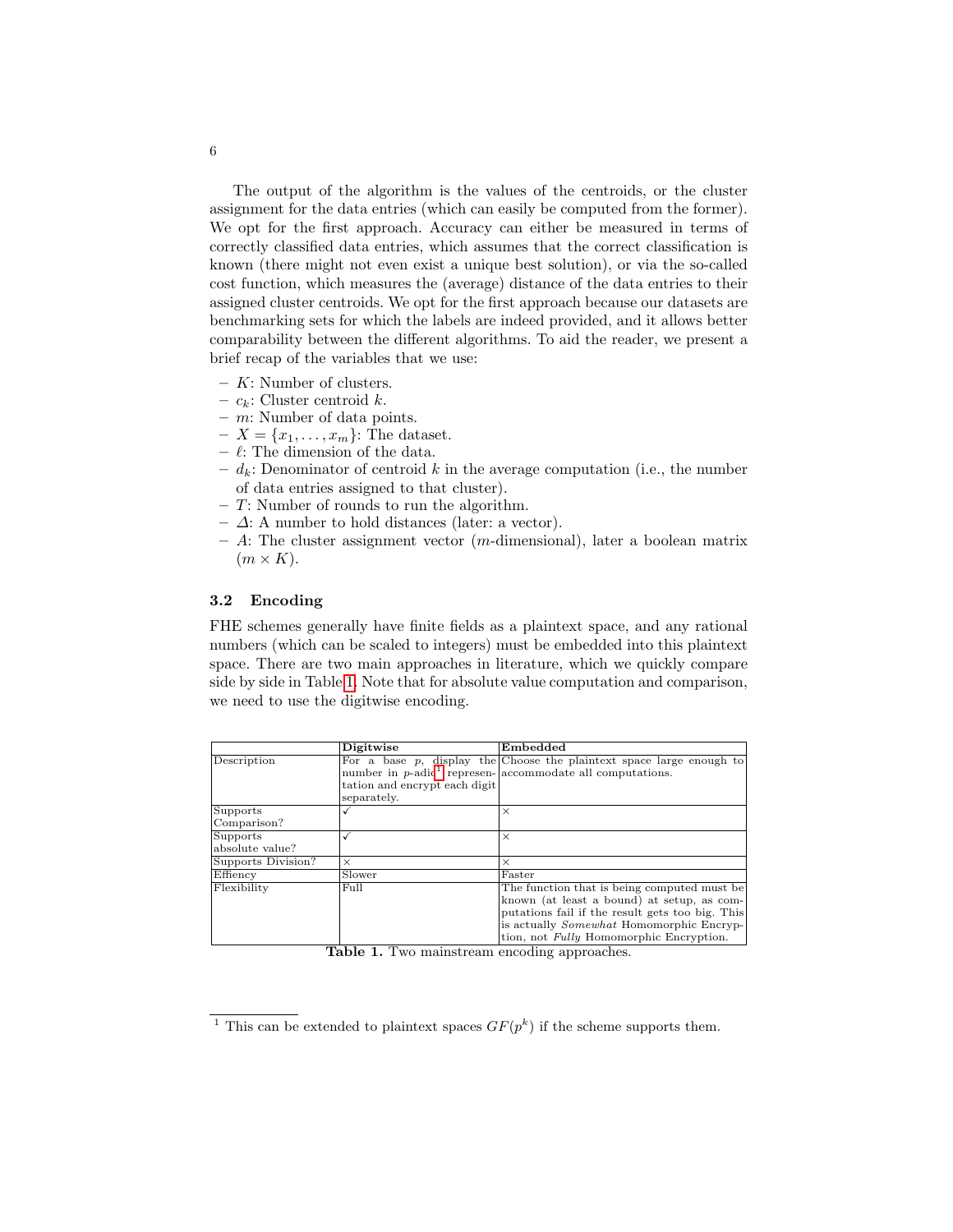The output of the algorithm is the values of the centroids, or the cluster assignment for the data entries (which can easily be computed from the former). We opt for the first approach. Accuracy can either be measured in terms of correctly classified data entries, which assumes that the correct classification is known (there might not even exist a unique best solution), or via the so-called cost function, which measures the (average) distance of the data entries to their assigned cluster centroids. We opt for the first approach because our datasets are benchmarking sets for which the labels are indeed provided, and it allows better comparability between the different algorithms. To aid the reader, we present a brief recap of the variables that we use:

- $K$: Number of clusters.
- $c_k$: Cluster centroid $k$.
- $m$: Number of data points.
- $X = \{x_1, \ldots, x_m\}$: The dataset.
- $\ell$: The dimension of the data.
- $d_k$: Denominator of centroid $k$ in the average computation (i.e., the number of data entries assigned to that cluster).
- $T$: Number of rounds to run the algorithm.
- $\Delta$: A number to hold distances (later: a vector).
- $A$: The cluster assignment vector ($m$-dimensional), later a boolean matrix ($m \times K$).

### 3.2 Encoding

FHE schemes generally have finite fields as a plaintext space, and any rational numbers (which can be scaled to integers) must be embedded into this plaintext space. There are two main approaches in literature, which we quickly compare side by side in Table 1. Note that for absolute value computation and comparison, we need to use the digitwise encoding.

| | **Digitwise** | **Embedded** |
|---|---|---|
| Description | For a base $p$, display the number in $p$-adic[1] representation and encrypt each digit separately. | Choose the plaintext space large enough to accommodate all computations. |
| Supports Comparison? | ✓ | × |
| Supports absolute value? | ✓ | × |
| Supports Division? | × | × |
| Effiency | Slower | Faster |
| Flexibility | Full | The function that is being computed must be known (at least a bound) at setup, as computations fail if the result gets too big. This is actually *Somewhat* Homomorphic Encryption, not *Fully* Homomorphic Encryption. |

**Table 1.** Two mainstream encoding approaches.

[1] This can be extended to plaintext spaces $GF(p^k)$ if the scheme supports them.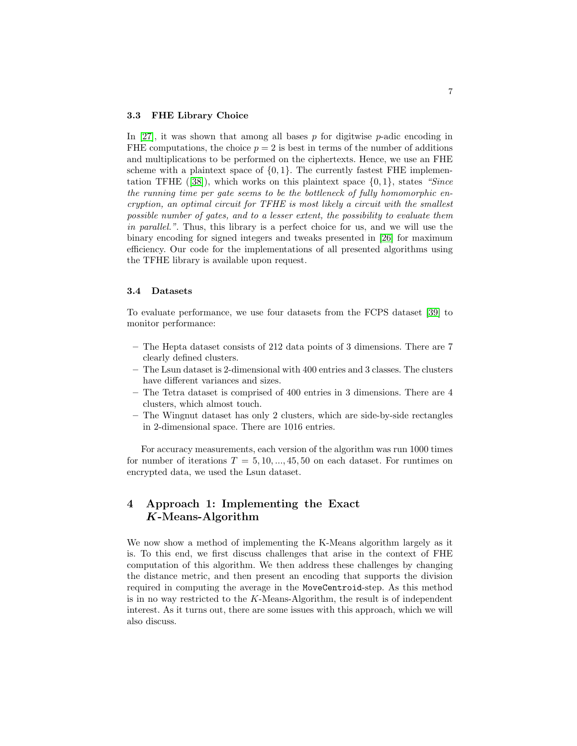### 3.3 FHE Library Choice

In [27], it was shown that among all bases $p$ for digitwise $p$-adic encoding in FHE computations, the choice $p = 2$ is best in terms of the number of additions and multiplications to be performed on the ciphertexts. Hence, we use an FHE scheme with a plaintext space of $\{0, 1\}$. The currently fastest FHE implementation TFHE ([38]), which works on this plaintext space $\{0, 1\}$, states *"Since the running time per gate seems to be the bottleneck of fully homomorphic encryption, an optimal circuit for TFHE is most likely a circuit with the smallest possible number of gates, and to a lesser extent, the possibility to evaluate them in parallel."*. Thus, this library is a perfect choice for us, and we will use the binary encoding for signed integers and tweaks presented in [26] for maximum efficiency. Our code for the implementations of all presented algorithms using the TFHE library is available upon request.

### 3.4 Datasets

To evaluate performance, we use four datasets from the FCPS dataset [39] to monitor performance:

- The Hepta dataset consists of 212 data points of 3 dimensions. There are 7 clearly defined clusters.
- The Lsun dataset is 2-dimensional with 400 entries and 3 classes. The clusters have different variances and sizes.
- The Tetra dataset is comprised of 400 entries in 3 dimensions. There are 4 clusters, which almost touch.
- The Wingnut dataset has only 2 clusters, which are side-by-side rectangles in 2-dimensional space. There are 1016 entries.

For accuracy measurements, each version of the algorithm was run 1000 times for number of iterations $T = 5, 10, ..., 45, 50$ on each dataset. For runtimes on encrypted data, we used the Lsun dataset.

## 4 Approach 1: Implementing the Exact $K$-Means-Algorithm

We now show a method of implementing the K-Means algorithm largely as it is. To this end, we first discuss challenges that arise in the context of FHE computation of this algorithm. We then address these challenges by changing the distance metric, and then present an encoding that supports the division required in computing the average in the `MoveCentroid`-step. As this method is in no way restricted to the $K$-Means-Algorithm, the result is of independent interest. As it turns out, there are some issues with this approach, which we will also discuss.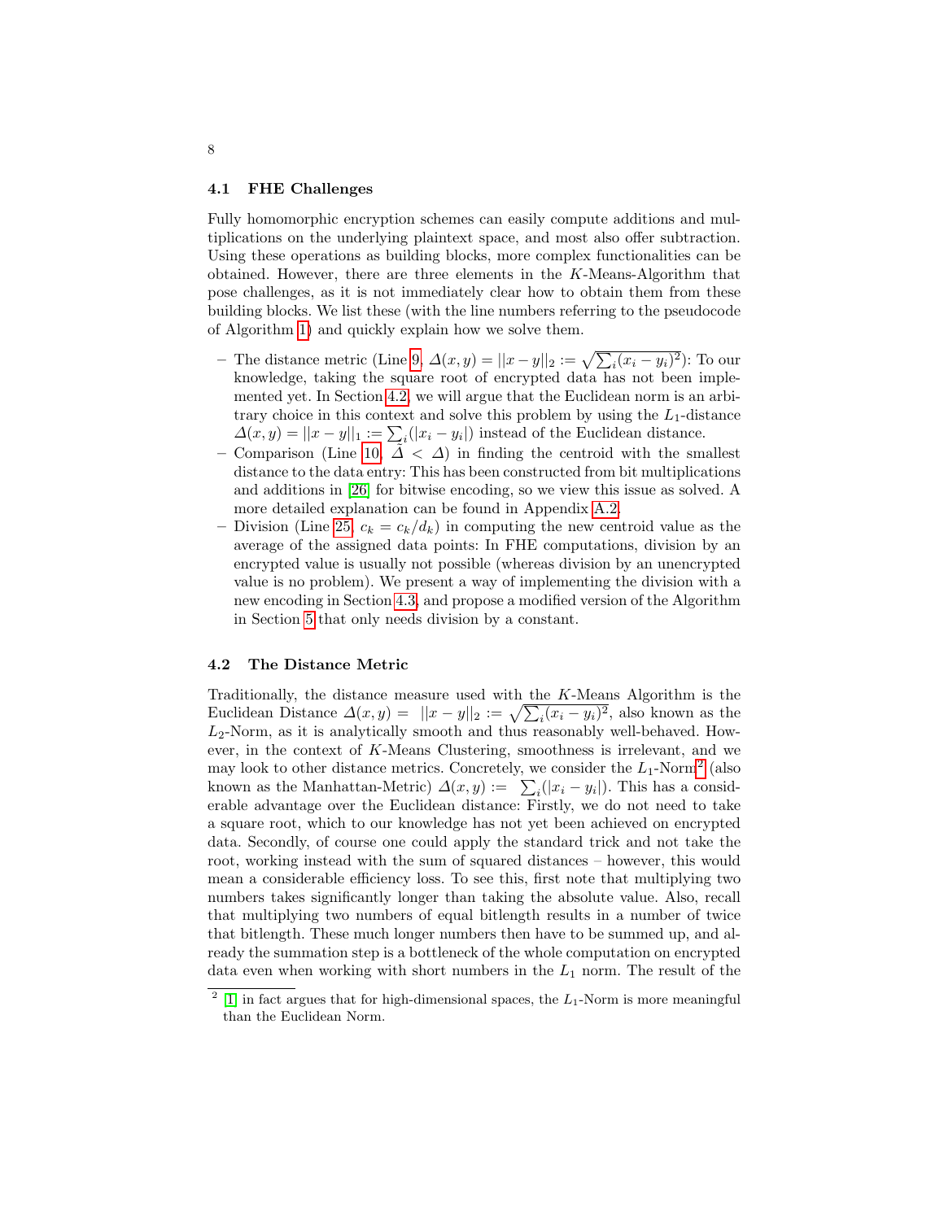### 4.1 FHE Challenges

Fully homomorphic encryption schemes can easily compute additions and multiplications on the underlying plaintext space, and most also offer subtraction. Using these operations as building blocks, more complex functionalities can be obtained. However, there are three elements in the $K$-Means-Algorithm that pose challenges, as it is not immediately clear how to obtain them from these building blocks. We list these (with the line numbers referring to the pseudocode of Algorithm 1) and quickly explain how we solve them.

- The distance metric (Line 9, $\Delta(x, y) = ||x - y||_2 := \sqrt{\sum_i (x_i - y_i)^2}$): To our knowledge, taking the square root of encrypted data has not been implemented yet. In Section 4.2, we will argue that the Euclidean norm is an arbitrary choice in this context and solve this problem by using the $L_1$-distance $\Delta(x, y) = ||x - y||_1 := \sum_i (|x_i - y_i|)$ instead of the Euclidean distance.
- Comparison (Line 10, $\tilde{\Delta} < \Delta$) in finding the centroid with the smallest distance to the data entry: This has been constructed from bit multiplications and additions in [26] for bitwise encoding, so we view this issue as solved. A more detailed explanation can be found in Appendix A.2.
- Division (Line 25, $c_k = c_k/d_k$) in computing the new centroid value as the average of the assigned data points: In FHE computations, division by an encrypted value is usually not possible (whereas division by an unencrypted value is no problem). We present a way of implementing the division with a new encoding in Section 4.3, and propose a modified version of the Algorithm in Section 5 that only needs division by a constant.

### 4.2 The Distance Metric

Traditionally, the distance measure used with the $K$-Means Algorithm is the Euclidean Distance $\Delta(x, y) = ||x - y||_2 := \sqrt{\sum_i (x_i - y_i)^2}$, also known as the $L_2$-Norm, as it is analytically smooth and thus reasonably well-behaved. However, in the context of $K$-Means Clustering, smoothness is irrelevant, and we may look to other distance metrics. Concretely, we consider the $L_1$-Norm[2] (also known as the Manhattan-Metric) $\Delta(x, y) := \sum_i (|x_i - y_i|)$. This has a considerable advantage over the Euclidean distance: Firstly, we do not need to take a square root, which to our knowledge has not yet been achieved on encrypted data. Secondly, of course one could apply the standard trick and not take the root, working instead with the sum of squared distances – however, this would mean a considerable efficiency loss. To see this, first note that multiplying two numbers takes significantly longer than taking the absolute value. Also, recall that multiplying two numbers of equal bitlength results in a number of twice that bitlength. These much longer numbers then have to be summed up, and already the summation step is a bottleneck of the whole computation on encrypted data even when working with short numbers in the $L_1$ norm. The result of the

[2] [1] in fact argues that for high-dimensional spaces, the $L_1$-Norm is more meaningful than the Euclidean Norm.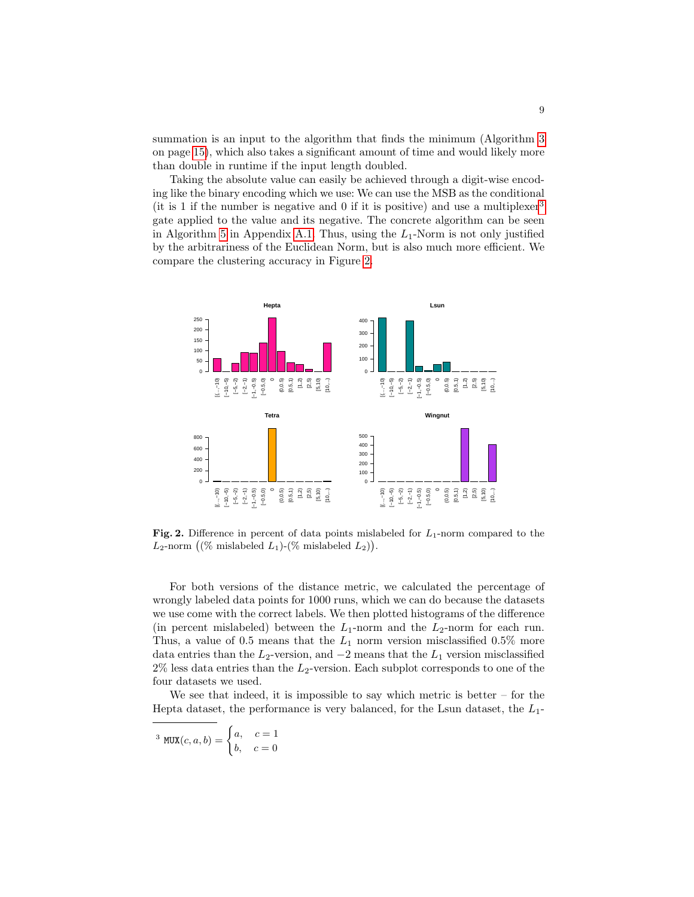summation is an input to the algorithm that finds the minimum (Algorithm 3 on page 15), which also takes a significant amount of time and would likely more than double in runtime if the input length doubled.

Taking the absolute value can easily be achieved through a digit-wise encoding like the binary encoding which we use: We can use the MSB as the conditional (it is 1 if the number is negative and 0 if it is positive) and use a multiplexer[3] gate applied to the value and its negative. The concrete algorithm can be seen in Algorithm 5 in Appendix A.1. Thus, using the $L_1$-Norm is not only justified by the arbitrariness of the Euclidean Norm, but is also much more efficient. We compare the clustering accuracy in Figure 2.

**Fig. 2.** Difference in percent of data points mislabeled for $L_1$-norm compared to the $L_2$-norm $\big((\%$ mislabeled $L_1)$-$(\%$ mislabeled $L_2)\big)$.

For both versions of the distance metric, we calculated the percentage of wrongly labeled data points for 1000 runs, which we can do because the datasets we use come with the correct labels. We then plotted histograms of the difference (in percent mislabeled) between the $L_1$-norm and the $L_2$-norm for each run. Thus, a value of 0.5 means that the $L_1$ norm version misclassified 0.5% more data entries than the $L_2$-version, and $-2$ means that the $L_1$ version misclassified 2% less data entries than the $L_2$-version. Each subplot corresponds to one of the four datasets we used.

We see that indeed, it is impossible to say which metric is better – for the Hepta dataset, the performance is very balanced, for the Lsun dataset, the $L_1$-

[3] $\texttt{MUX}(c, a, b) = \begin{cases} a, & c = 1 \\ b, & c = 0 \end{cases}$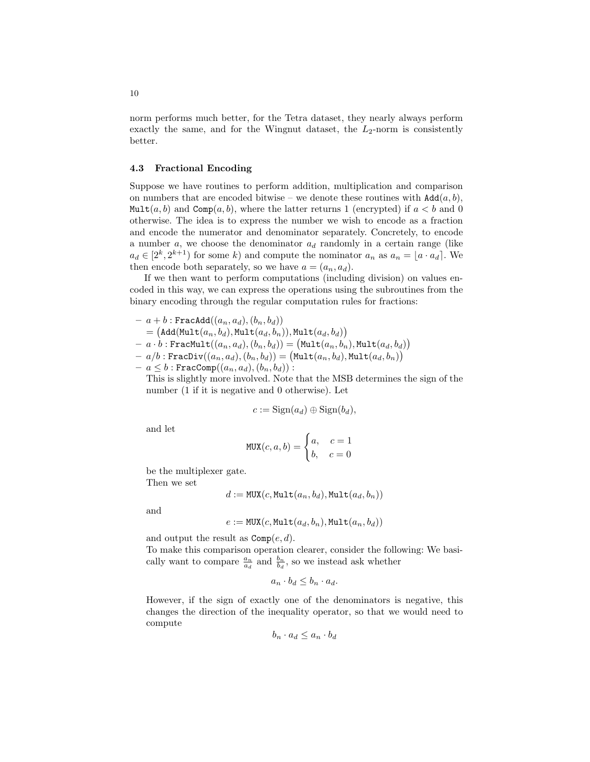norm performs much better, for the Tetra dataset, they nearly always perform exactly the same, and for the Wingnut dataset, the $L_2$-norm is consistently better.

### 4.3 Fractional Encoding

Suppose we have routines to perform addition, multiplication and comparison on numbers that are encoded bitwise – we denote these routines with $\texttt{Add}(a, b)$, $\texttt{Mult}(a, b)$ and $\texttt{Comp}(a, b)$, where the latter returns 1 (encrypted) if $a < b$ and 0 otherwise. The idea is to express the number we wish to encode as a fraction and encode the numerator and denominator separately. Concretely, to encode a number $a$, we choose the denominator $a_d$ randomly in a certain range (like $a_d \in [2^k, 2^{k+1})$ for some $k$) and compute the nominator $a_n$ as $a_n = \lfloor a \cdot a_d \rceil$. We then encode both separately, so we have $a = (a_n, a_d)$.

If we then want to perform computations (including division) on values encoded in this way, we can express the operations using the subroutines from the binary encoding through the regular computation rules for fractions:

- $a + b : \texttt{FracAdd}((a_n, a_d), (b_n, b_d))$
  $= \big(\texttt{Add}(\texttt{Mult}(a_n, b_d), \texttt{Mult}(a_d, b_n)), \texttt{Mult}(a_d, b_d)\big)$
- $a \cdot b : \texttt{FracMult}((a_n, a_d), (b_n, b_d)) = \big(\texttt{Mult}(a_n, b_n), \texttt{Mult}(a_d, b_d)\big)$
- $a/b : \texttt{FracDiv}((a_n, a_d), (b_n, b_d)) = \big(\texttt{Mult}(a_n, b_d), \texttt{Mult}(a_d, b_n)\big)$
- $a \leq b : \texttt{FracComp}((a_n, a_d), (b_n, b_d)) :$
  This is slightly more involved. Note that the MSB determines the sign of the number (1 if it is negative and 0 otherwise). Let

  $$c := \text{Sign}(a_d) \oplus \text{Sign}(b_d),$$

  and let

  $$\texttt{MUX}(c, a, b) = \begin{cases} a, & c = 1 \\ b, & c = 0 \end{cases}$$

  be the multiplexer gate.
  Then we set

  $$d := \texttt{MUX}(c, \texttt{Mult}(a_n, b_d), \texttt{Mult}(a_d, b_n))$$

  and

  $$e := \texttt{MUX}(c, \texttt{Mult}(a_d, b_n), \texttt{Mult}(a_n, b_d))$$

  and output the result as $\texttt{Comp}(e, d)$.
  To make this comparison operation clearer, consider the following: We basically want to compare $\frac{a_n}{a_d}$ and $\frac{b_n}{b_d}$, so we instead ask whether

  $$a_n \cdot b_d \leq b_n \cdot a_d.$$

  However, if the sign of exactly one of the denominators is negative, this changes the direction of the inequality operator, so that we would need to compute

  $$b_n \cdot a_d \leq a_n \cdot b_d$$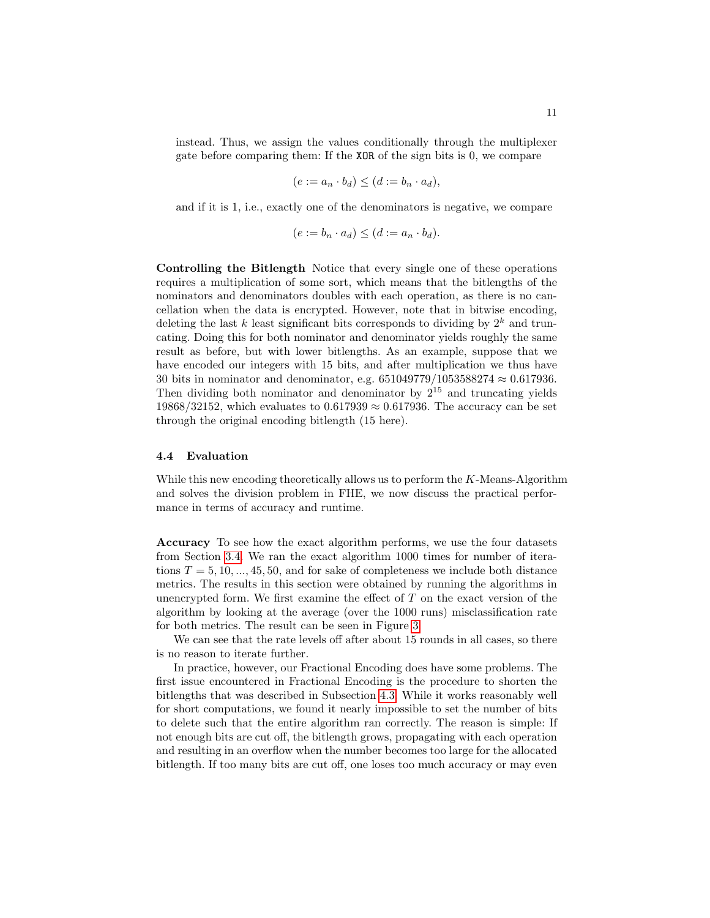instead. Thus, we assign the values conditionally through the multiplexer gate before comparing them: If the XOR of the sign bits is 0, we compare

$$(e := a_n \cdot b_d) \leq (d := b_n \cdot a_d),$$

and if it is 1, i.e., exactly one of the denominators is negative, we compare

$$(e := b_n \cdot a_d) \leq (d := a_n \cdot b_d).$$

**Controlling the Bitlength** Notice that every single one of these operations requires a multiplication of some sort, which means that the bitlengths of the nominators and denominators doubles with each operation, as there is no cancellation when the data is encrypted. However, note that in bitwise encoding, deleting the last $k$ least significant bits corresponds to dividing by $2^k$ and truncating. Doing this for both nominator and denominator yields roughly the same result as before, but with lower bitlengths. As an example, suppose that we have encoded our integers with 15 bits, and after multiplication we thus have 30 bits in nominator and denominator, e.g. $651049779/1053588274 \approx 0.617936$. Then dividing both nominator and denominator by $2^{15}$ and truncating yields $19868/32152$, which evaluates to $0.617939 \approx 0.617936$. The accuracy can be set through the original encoding bitlength (15 here).

### 4.4 Evaluation

While this new encoding theoretically allows us to perform the $K$-Means-Algorithm and solves the division problem in FHE, we now discuss the practical performance in terms of accuracy and runtime.

**Accuracy** To see how the exact algorithm performs, we use the four datasets from Section 3.4. We ran the exact algorithm 1000 times for number of iterations $T = 5, 10, ..., 45, 50$, and for sake of completeness we include both distance metrics. The results in this section were obtained by running the algorithms in unencrypted form. We first examine the effect of $T$ on the exact version of the algorithm by looking at the average (over the 1000 runs) misclassification rate for both metrics. The result can be seen in Figure 3.

We can see that the rate levels off after about 15 rounds in all cases, so there is no reason to iterate further.

In practice, however, our Fractional Encoding does have some problems. The first issue encountered in Fractional Encoding is the procedure to shorten the bitlengths that was described in Subsection 4.3. While it works reasonably well for short computations, we found it nearly impossible to set the number of bits to delete such that the entire algorithm ran correctly. The reason is simple: If not enough bits are cut off, the bitlength grows, propagating with each operation and resulting in an overflow when the number becomes too large for the allocated bitlength. If too many bits are cut off, one loses too much accuracy or may even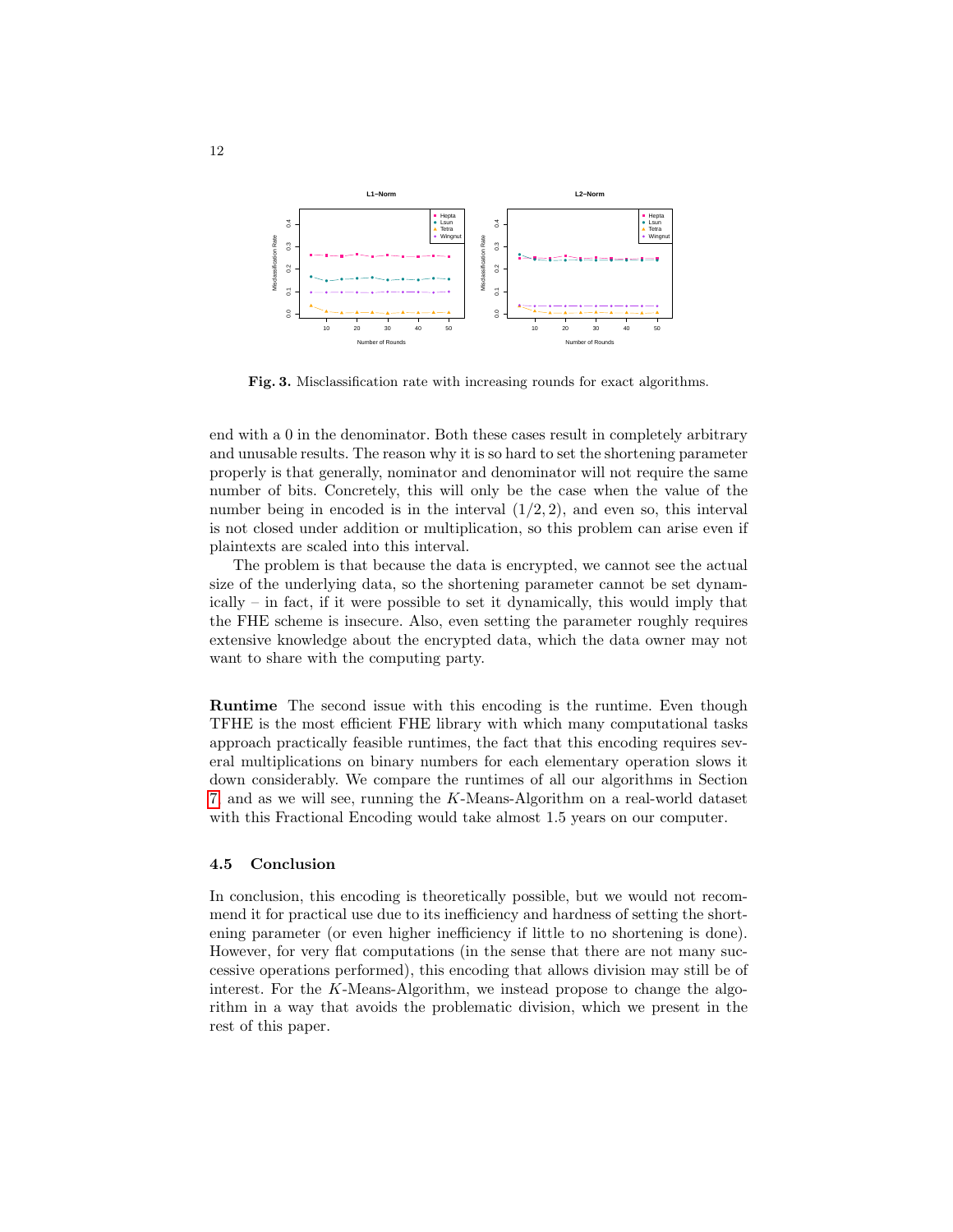**Fig. 3.** Misclassification rate with increasing rounds for exact algorithms.

end with a 0 in the denominator. Both these cases result in completely arbitrary and unusable results. The reason why it is so hard to set the shortening parameter properly is that generally, nominator and denominator will not require the same number of bits. Concretely, this will only be the case when the value of the number being in encoded is in the interval $(1/2, 2)$, and even so, this interval is not closed under addition or multiplication, so this problem can arise even if plaintexts are scaled into this interval.

The problem is that because the data is encrypted, we cannot see the actual size of the underlying data, so the shortening parameter cannot be set dynamically – in fact, if it were possible to set it dynamically, this would imply that the FHE scheme is insecure. Also, even setting the parameter roughly requires extensive knowledge about the encrypted data, which the data owner may not want to share with the computing party.

**Runtime** The second issue with this encoding is the runtime. Even though TFHE is the most efficient FHE library with which many computational tasks approach practically feasible runtimes, the fact that this encoding requires several multiplications on binary numbers for each elementary operation slows it down considerably. We compare the runtimes of all our algorithms in Section 7, and as we will see, running the $K$-Means-Algorithm on a real-world dataset with this Fractional Encoding would take almost 1.5 years on our computer.

### 4.5 Conclusion

In conclusion, this encoding is theoretically possible, but we would not recommend it for practical use due to its inefficiency and hardness of setting the shortening parameter (or even higher inefficiency if little to no shortening is done). However, for very flat computations (in the sense that there are not many successive operations performed), this encoding that allows division may still be of interest. For the $K$-Means-Algorithm, we instead propose to change the algorithm in a way that avoids the problematic division, which we present in the rest of this paper.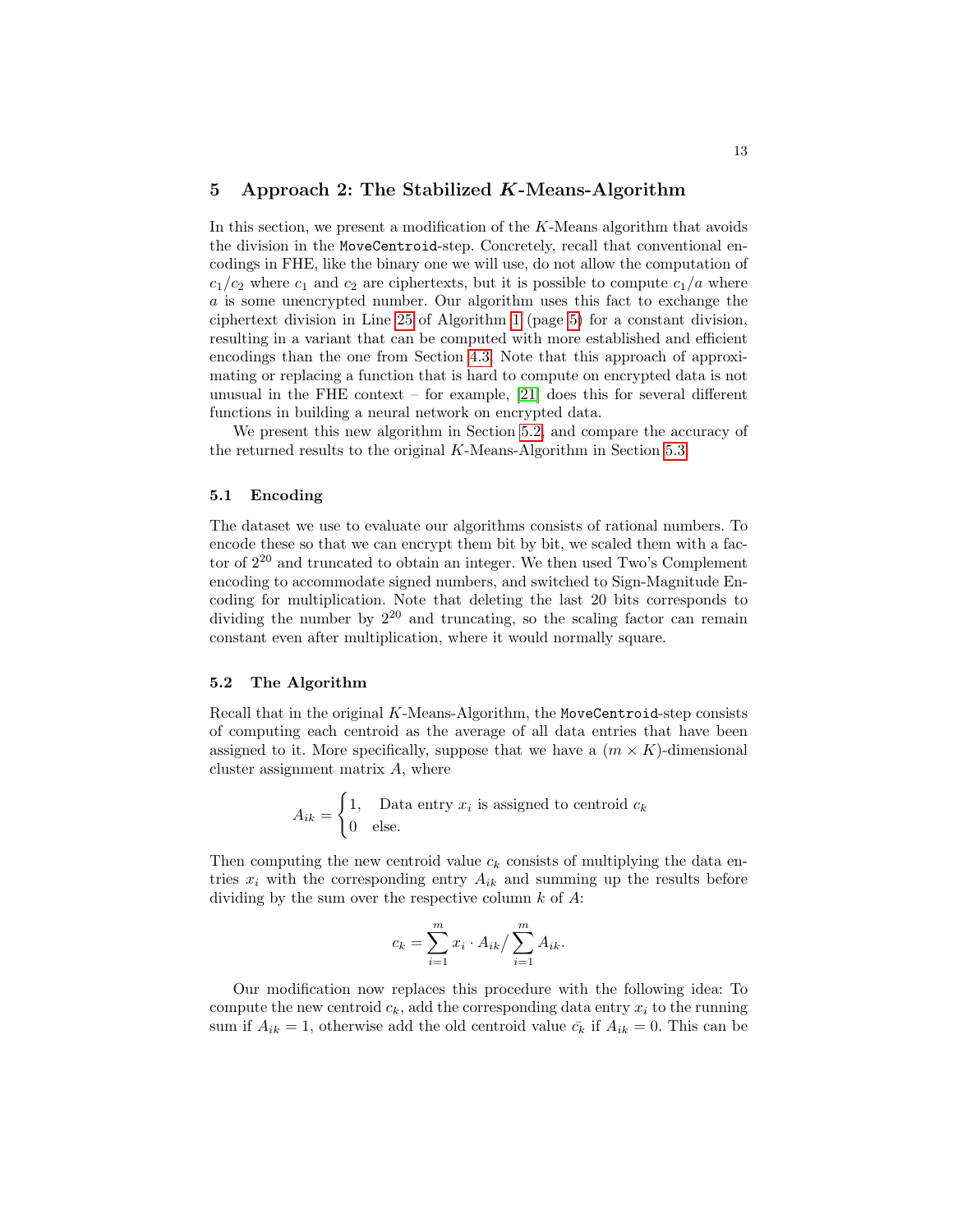## 5 Approach 2: The Stabilized $K$-Means-Algorithm

In this section, we present a modification of the $K$-Means algorithm that avoids the division in the `MoveCentroid`-step. Concretely, recall that conventional encodings in FHE, like the binary one we will use, do not allow the computation of $c_1/c_2$ where $c_1$ and $c_2$ are ciphertexts, but it is possible to compute $c_1/a$ where $a$ is some unencrypted number. Our algorithm uses this fact to exchange the ciphertext division in Line 25 of Algorithm 1 (page 5) for a constant division, resulting in a variant that can be computed with more established and efficient encodings than the one from Section 4.3. Note that this approach of approximating or replacing a function that is hard to compute on encrypted data is not unusual in the FHE context – for example, [21] does this for several different functions in building a neural network on encrypted data.

We present this new algorithm in Section 5.2, and compare the accuracy of the returned results to the original $K$-Means-Algorithm in Section 5.3.

### 5.1 Encoding

The dataset we use to evaluate our algorithms consists of rational numbers. To encode these so that we can encrypt them bit by bit, we scaled them with a factor of $2^{20}$ and truncated to obtain an integer. We then used Two's Complement encoding to accommodate signed numbers, and switched to Sign-Magnitude Encoding for multiplication. Note that deleting the last 20 bits corresponds to dividing the number by $2^{20}$ and truncating, so the scaling factor can remain constant even after multiplication, where it would normally square.

### 5.2 The Algorithm

Recall that in the original $K$-Means-Algorithm, the `MoveCentroid`-step consists of computing each centroid as the average of all data entries that have been assigned to it. More specifically, suppose that we have a $(m \times K)$-dimensional cluster assignment matrix $A$, where

$$A_{ik} = \begin{cases} 1, & \text{Data entry } x_i \text{ is assigned to centroid } c_k \\ 0 & \text{else.} \end{cases}$$

Then computing the new centroid value $c_k$ consists of multiplying the data entries $x_i$ with the corresponding entry $A_{ik}$ and summing up the results before dividing by the sum over the respective column $k$ of $A$:

$$c_k = \sum_{i=1}^{m} x_i \cdot A_{ik} \Big/ \sum_{i=1}^{m} A_{ik}.$$

Our modification now replaces this procedure with the following idea: To compute the new centroid $c_k$, add the corresponding data entry $x_i$ to the running sum if $A_{ik} = 1$, otherwise add the old centroid value $\bar{c_k}$ if $A_{ik} = 0$. This can be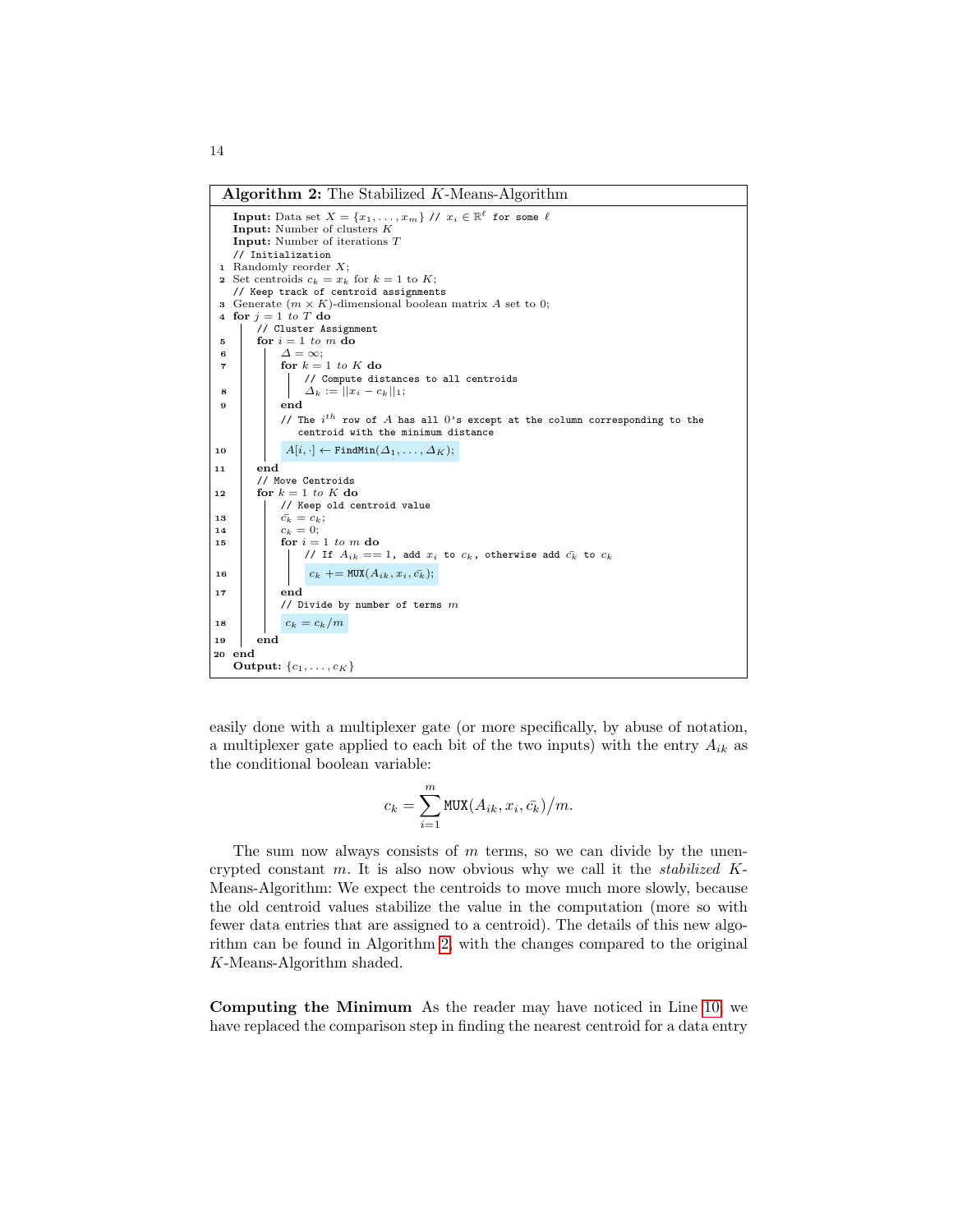**Algorithm 2:** The Stabilized $K$-Means-Algorithm

```
   Input: Data set X = {x_1, ..., x_m} // x_i ∈ ℝ^ℓ for some ℓ
   Input: Number of clusters K
   Input: Number of iterations T
   // Initialization
1  Randomly reorder X;
2  Set centroids c_k = x_k for k = 1 to K;
   // Keep track of centroid assignments
3  Generate (m × K)-dimensional boolean matrix A set to 0;
4  for j = 1 to T do
       // Cluster Assignment
5      for i = 1 to m do
6          Δ = ∞;
7          for k = 1 to K do
               // Compute distances to all centroids
8              Δ_k := ||x_i − c_k||_1;
9          end
           // The i^th row of A has all 0's except at the column corresponding to the
              centroid with the minimum distance
10         A[i, ·] ← FindMin(Δ_1, ..., Δ_K);
11     end
       // Move Centroids
12     for k = 1 to K do
           // Keep old centroid value
13         c̄_k = c_k;
14         c_k = 0;
15         for i = 1 to m do
               // If A_ik == 1, add x_i to c_k, otherwise add c̄_k to c_k
16             c_k += MUX(A_ik, x_i, c̄_k);
17         end
           // Divide by number of terms m
18         c_k = c_k/m
19     end
20 end
   Output: {c_1, ..., c_K}
```

easily done with a multiplexer gate (or more specifically, by abuse of notation, a multiplexer gate applied to each bit of the two inputs) with the entry $A_{ik}$ as the conditional boolean variable:

$$c_k = \sum_{i=1}^{m} \texttt{MUX}(A_{ik}, x_i, \bar{c_k})\big/m.$$

The sum now always consists of $m$ terms, so we can divide by the unencrypted constant $m$. It is also now obvious why we call it the *stabilized* $K$-Means-Algorithm: We expect the centroids to move much more slowly, because the old centroid values stabilize the value in the computation (more so with fewer data entries that are assigned to a centroid). The details of this new algorithm can be found in Algorithm 2, with the changes compared to the original $K$-Means-Algorithm shaded.

**Computing the Minimum** As the reader may have noticed in Line 10, we have replaced the comparison step in finding the nearest centroid for a data entry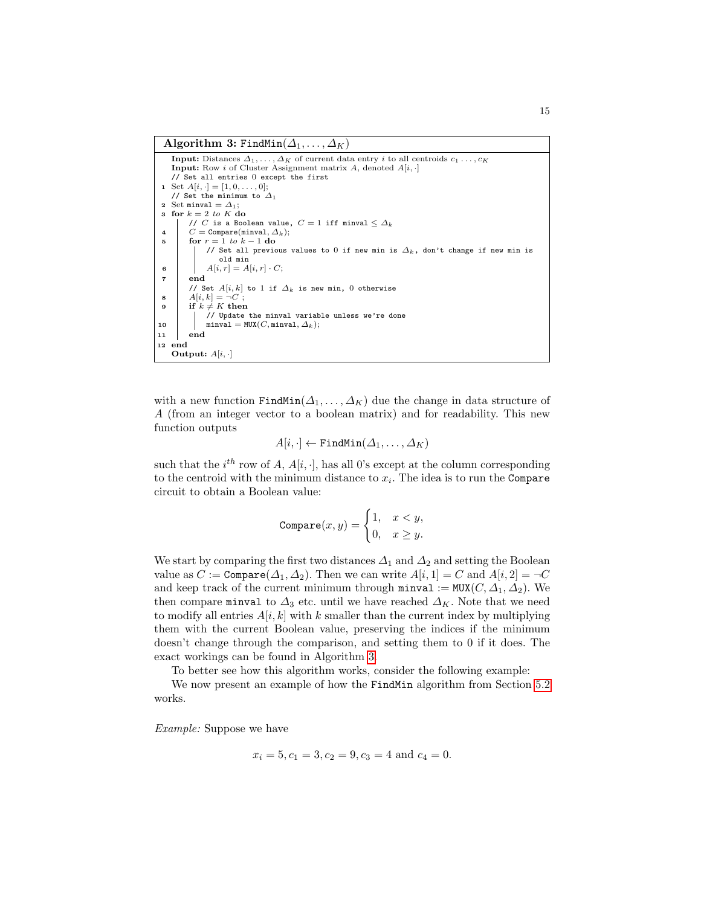**Algorithm 3:** `FindMin`$(\Delta_1, \ldots, \Delta_K)$

```
   Input: Distances Δ_1, ..., Δ_K of current data entry i to all centroids c_1 ..., c_K
   Input: Row i of Cluster Assignment matrix A, denoted A[i,·]
   // Set all entries 0 except the first
1  Set A[i,·] = [1, 0, ..., 0];
   // Set the minimum to Δ_1
2  Set minval = Δ_1;
3  for k = 2 to K do
       // C is a Boolean value, C = 1 iff minval ≤ Δ_k
4      C = Compare(minval, Δ_k);
5      for r = 1 to k − 1 do
           // Set all previous values to 0 if new min is Δ_k, don't change if new min is
              old min
6          A[i, r] = A[i, r] · C;
7      end
       // Set A[i, k] to 1 if Δ_k is new min, 0 otherwise
8      A[i, k] = ¬C ;
9      if k ≠ K then
           // Update the minval variable unless we're done
10         minval = MUX(C, minval, Δ_k);
11     end
12 end
   Output: A[i,·]
```

with a new function `FindMin`$(\Delta_1, \ldots, \Delta_K)$ due the change in data structure of $A$ (from an integer vector to a boolean matrix) and for readability. This new function outputs

$$A[i, \cdot] \leftarrow \texttt{FindMin}(\Delta_1, \ldots, \Delta_K)$$

such that the $i^{th}$ row of $A$, $A[i, \cdot]$, has all 0's except at the column corresponding to the centroid with the minimum distance to $x_i$. The idea is to run the `Compare` circuit to obtain a Boolean value:

$$\texttt{Compare}(x, y) = \begin{cases} 1, & x < y, \\ 0, & x \geq y. \end{cases}$$

We start by comparing the first two distances $\Delta_1$ and $\Delta_2$ and setting the Boolean value as $C := \texttt{Compare}(\Delta_1, \Delta_2)$. Then we can write $A[i, 1] = C$ and $A[i, 2] = \neg C$ and keep track of the current minimum through $\texttt{minval} := \texttt{MUX}(C, \Delta_1, \Delta_2)$. We then compare `minval` to $\Delta_3$ etc. until we have reached $\Delta_K$. Note that we need to modify all entries $A[i, k]$ with $k$ smaller than the current index by multiplying them with the current Boolean value, preserving the indices if the minimum doesn't change through the comparison, and setting them to 0 if it does. The exact workings can be found in Algorithm 3.

To better see how this algorithm works, consider the following example:

We now present an example of how the `FindMin` algorithm from Section 5.2 works.

*Example:* Suppose we have

$$x_i = 5, c_1 = 3, c_2 = 9, c_3 = 4 \text{ and } c_4 = 0.$$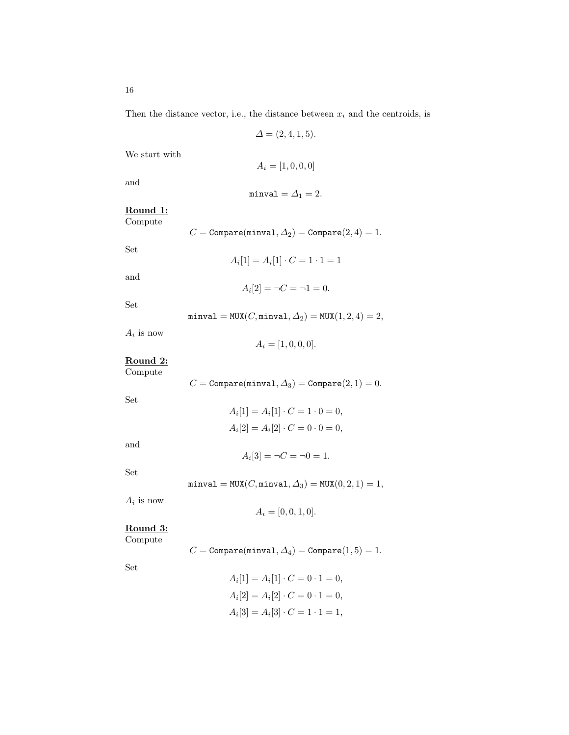Then the distance vector, i.e., the distance between $x_i$ and the centroids, is

$$\Delta = (2, 4, 1, 5).$$

We start with

$$A_i = [1, 0, 0, 0]$$

and

$$\texttt{minval} = \Delta_1 = 2.$$

**Round 1:**
Compute

$$C = \texttt{Compare}(\texttt{minval}, \Delta_2) = \texttt{Compare}(2, 4) = 1.$$

Set

$$A_i[1] = A_i[1] \cdot C = 1 \cdot 1 = 1$$

and

$$A_i[2] = \neg C = \neg 1 = 0.$$

Set

$$\texttt{minval} = \texttt{MUX}(C, \texttt{minval}, \Delta_2) = \texttt{MUX}(1, 2, 4) = 2,$$

$A_i$ is now

$$A_i = [1, 0, 0, 0].$$

**Round 2:**
Compute

$$C = \texttt{Compare}(\texttt{minval}, \Delta_3) = \texttt{Compare}(2, 1) = 0.$$

Set

$$A_i[1] = A_i[1] \cdot C = 1 \cdot 0 = 0,$$
$$A_i[2] = A_i[2] \cdot C = 0 \cdot 0 = 0,$$

and

$$A_i[3] = \neg C = \neg 0 = 1.$$

Set

$$\texttt{minval} = \texttt{MUX}(C, \texttt{minval}, \Delta_3) = \texttt{MUX}(0, 2, 1) = 1,$$

$A_i$ is now

$$A_i = [0, 0, 1, 0].$$

**Round 3:**
Compute

$$C = \texttt{Compare}(\texttt{minval}, \Delta_4) = \texttt{Compare}(1, 5) = 1.$$

Set

$$A_i[1] = A_i[1] \cdot C = 0 \cdot 1 = 0,$$
$$A_i[2] = A_i[2] \cdot C = 0 \cdot 1 = 0,$$
$$A_i[3] = A_i[3] \cdot C = 1 \cdot 1 = 1,$$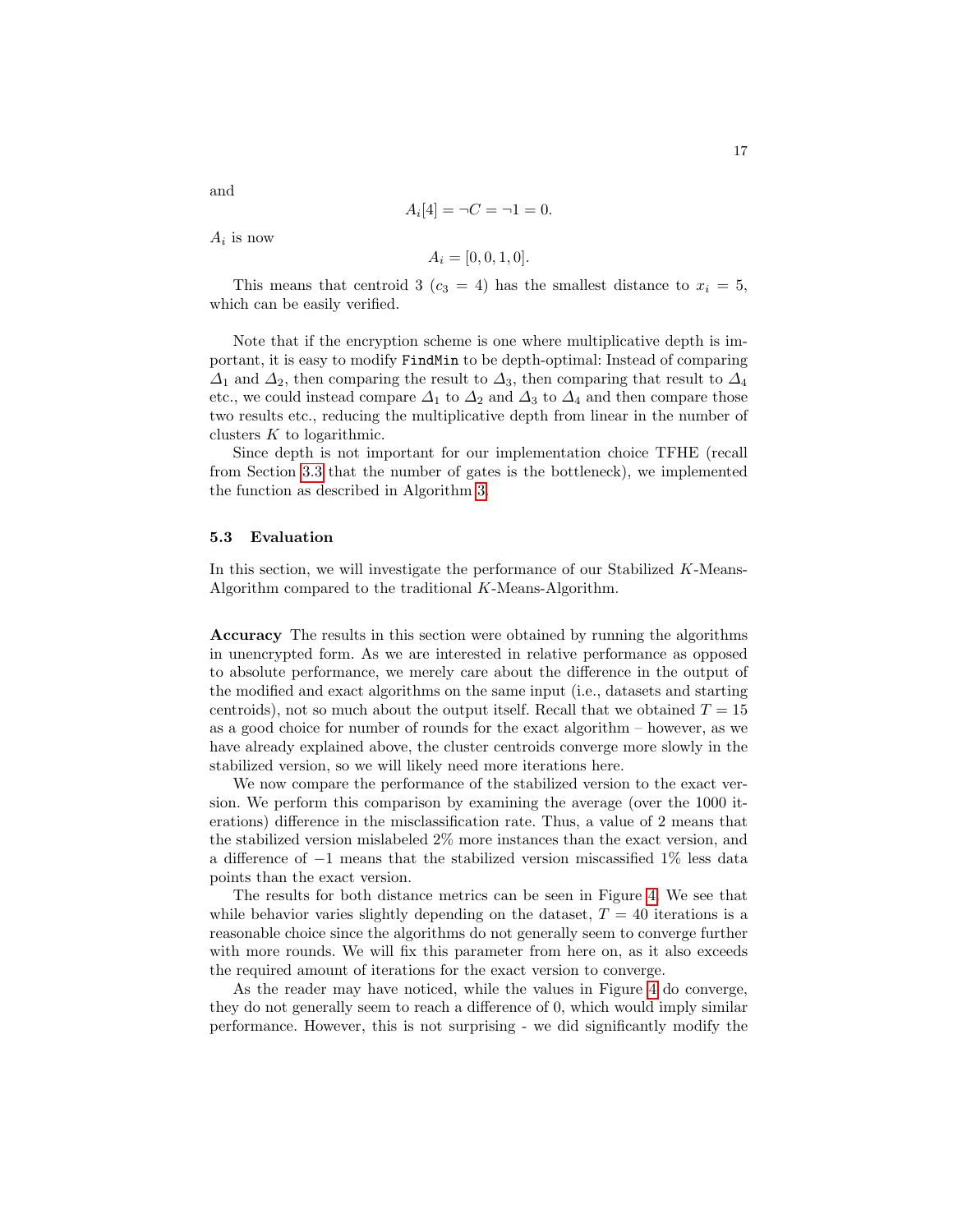and

$$A_i[4] = \neg C = \neg 1 = 0.$$

$A_i$ is now

$$A_i = [0, 0, 1, 0].$$

This means that centroid 3 ($c_3 = 4$) has the smallest distance to $x_i = 5$, which can be easily verified.

Note that if the encryption scheme is one where multiplicative depth is important, it is easy to modify `FindMin` to be depth-optimal: Instead of comparing $\Delta_1$ and $\Delta_2$, then comparing the result to $\Delta_3$, then comparing that result to $\Delta_4$ etc., we could instead compare $\Delta_1$ to $\Delta_2$ and $\Delta_3$ to $\Delta_4$ and then compare those two results etc., reducing the multiplicative depth from linear in the number of clusters $K$ to logarithmic.

Since depth is not important for our implementation choice TFHE (recall from Section 3.3 that the number of gates is the bottleneck), we implemented the function as described in Algorithm 3.

### 5.3 Evaluation

In this section, we will investigate the performance of our Stabilized $K$-Means-Algorithm compared to the traditional $K$-Means-Algorithm.

**Accuracy** The results in this section were obtained by running the algorithms in unencrypted form. As we are interested in relative performance as opposed to absolute performance, we merely care about the difference in the output of the modified and exact algorithms on the same input (i.e., datasets and starting centroids), not so much about the output itself. Recall that we obtained $T = 15$ as a good choice for number of rounds for the exact algorithm – however, as we have already explained above, the cluster centroids converge more slowly in the stabilized version, so we will likely need more iterations here.

We now compare the performance of the stabilized version to the exact version. We perform this comparison by examining the average (over the 1000 iterations) difference in the misclassification rate. Thus, a value of 2 means that the stabilized version mislabeled 2% more instances than the exact version, and a difference of $-1$ means that the stabilized version miscassified 1% less data points than the exact version.

The results for both distance metrics can be seen in Figure 4. We see that while behavior varies slightly depending on the dataset, $T = 40$ iterations is a reasonable choice since the algorithms do not generally seem to converge further with more rounds. We will fix this parameter from here on, as it also exceeds the required amount of iterations for the exact version to converge.

As the reader may have noticed, while the values in Figure 4 do converge, they do not generally seem to reach a difference of 0, which would imply similar performance. However, this is not surprising - we did significantly modify the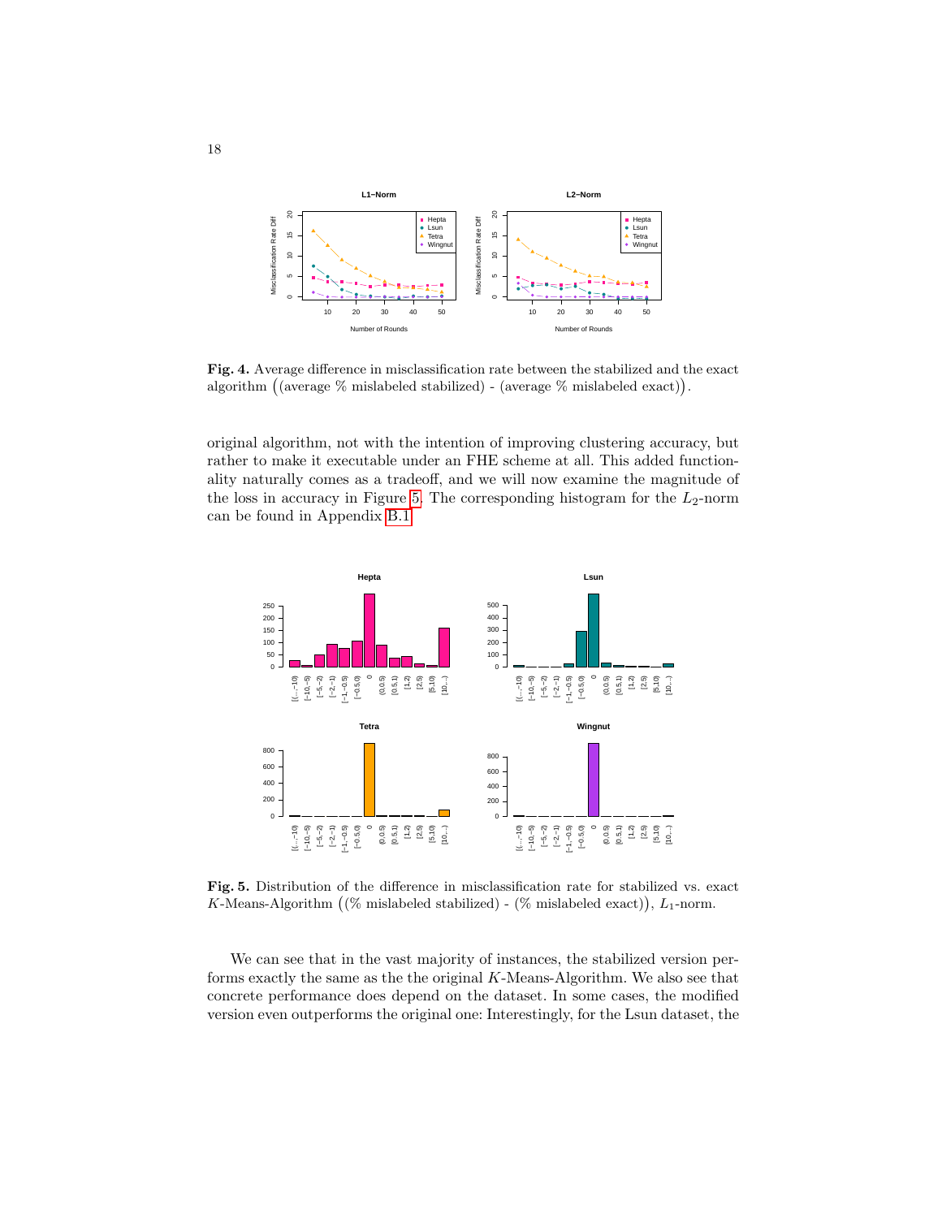**Fig. 4.** Average difference in misclassification rate between the stabilized and the exact algorithm ((average % mislabeled stabilized) - (average % mislabeled exact)).

original algorithm, not with the intention of improving clustering accuracy, but rather to make it executable under an FHE scheme at all. This added functionality naturally comes as a tradeoff, and we will now examine the magnitude of the loss in accuracy in Figure 5. The corresponding histogram for the $L_2$-norm can be found in Appendix B.1.

**Fig. 5.** Distribution of the difference in misclassification rate for stabilized vs. exact $K$-Means-Algorithm ((% mislabeled stabilized) - (% mislabeled exact)), $L_1$-norm.

We can see that in the vast majority of instances, the stabilized version performs exactly the same as the the original $K$-Means-Algorithm. We also see that concrete performance does depend on the dataset. In some cases, the modified version even outperforms the original one: Interestingly, for the Lsun dataset, the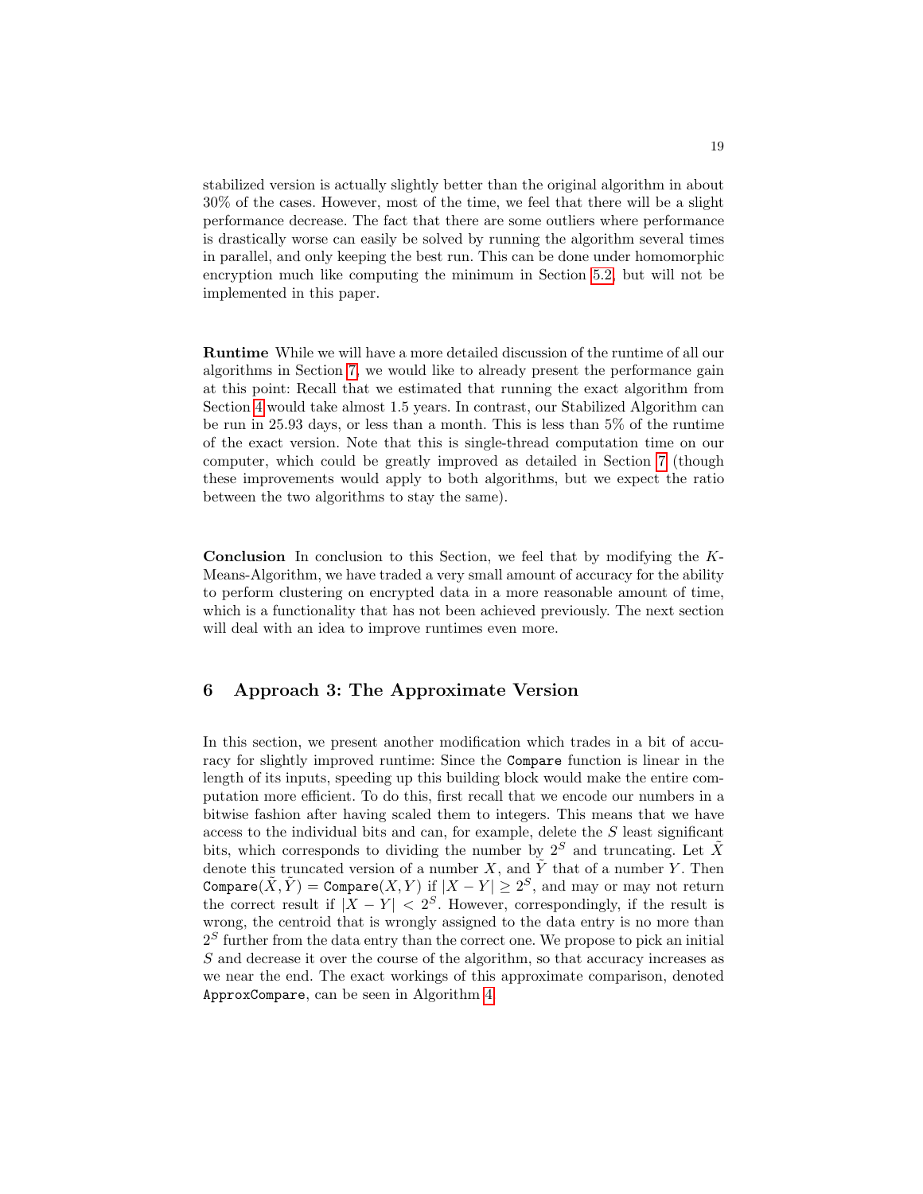stabilized version is actually slightly better than the original algorithm in about 30% of the cases. However, most of the time, we feel that there will be a slight performance decrease. The fact that there are some outliers where performance is drastically worse can easily be solved by running the algorithm several times in parallel, and only keeping the best run. This can be done under homomorphic encryption much like computing the minimum in Section 5.2, but will not be implemented in this paper.

**Runtime** While we will have a more detailed discussion of the runtime of all our algorithms in Section 7, we would like to already present the performance gain at this point: Recall that we estimated that running the exact algorithm from Section 4 would take almost 1.5 years. In contrast, our Stabilized Algorithm can be run in 25.93 days, or less than a month. This is less than 5% of the runtime of the exact version. Note that this is single-thread computation time on our computer, which could be greatly improved as detailed in Section 7 (though these improvements would apply to both algorithms, but we expect the ratio between the two algorithms to stay the same).

**Conclusion** In conclusion to this Section, we feel that by modifying the $K$-Means-Algorithm, we have traded a very small amount of accuracy for the ability to perform clustering on encrypted data in a more reasonable amount of time, which is a functionality that has not been achieved previously. The next section will deal with an idea to improve runtimes even more.

## 6 Approach 3: The Approximate Version

In this section, we present another modification which trades in a bit of accuracy for slightly improved runtime: Since the `Compare` function is linear in the length of its inputs, speeding up this building block would make the entire computation more efficient. To do this, first recall that we encode our numbers in a bitwise fashion after having scaled them to integers. This means that we have access to the individual bits and can, for example, delete the $S$ least significant bits, which corresponds to dividing the number by $2^S$ and truncating. Let $\tilde{X}$ denote this truncated version of a number $X$, and $\tilde{Y}$ that of a number $Y$. Then $\texttt{Compare}(\tilde{X}, \tilde{Y}) = \texttt{Compare}(X, Y)$ if $|X - Y| \geq 2^S$, and may or may not return the correct result if $|X - Y| < 2^S$. However, correspondingly, if the result is wrong, the centroid that is wrongly assigned to the data entry is no more than $2^S$ further from the data entry than the correct one. We propose to pick an initial $S$ and decrease it over the course of the algorithm, so that accuracy increases as we near the end. The exact workings of this approximate comparison, denoted `ApproxCompare`, can be seen in Algorithm 4.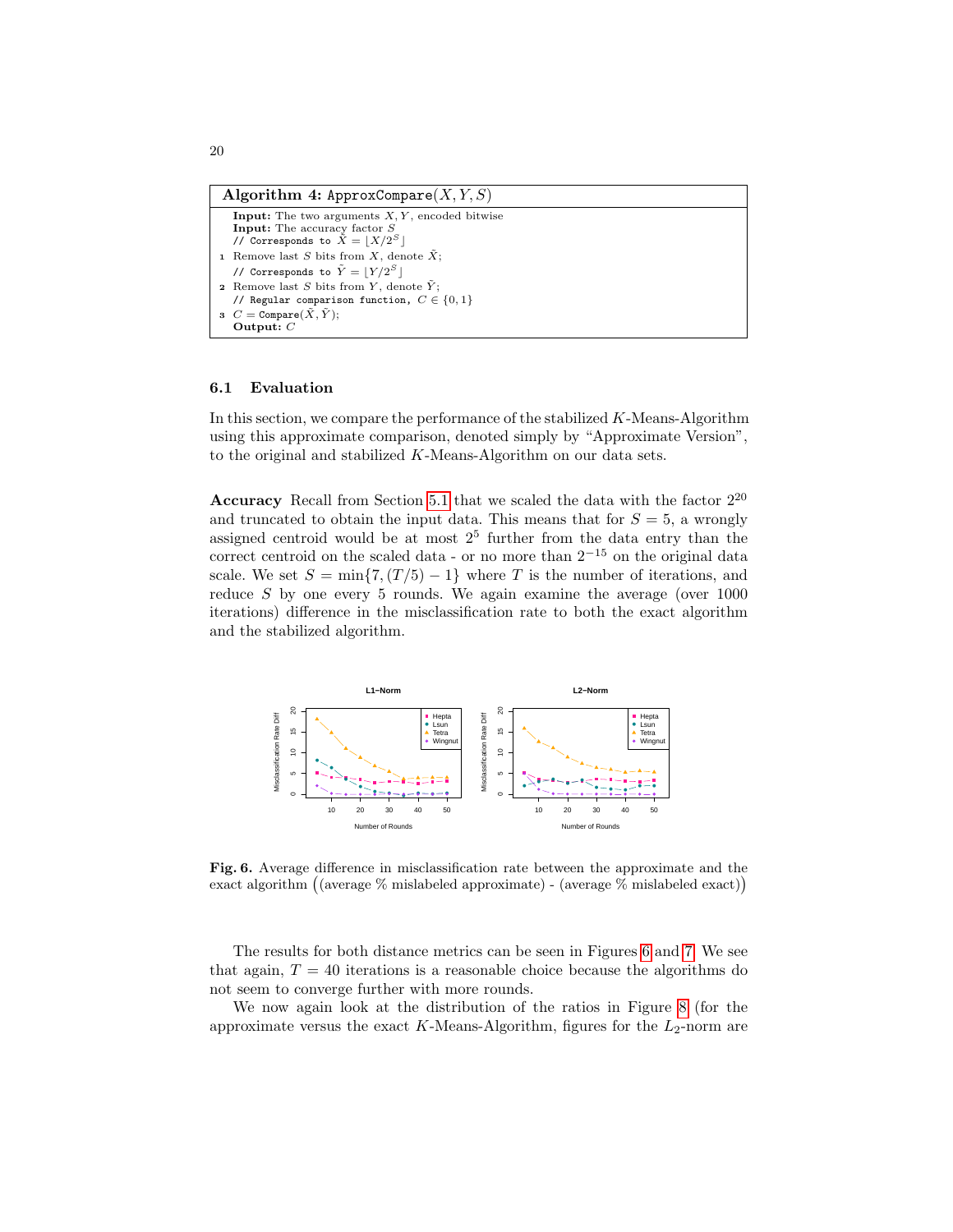**Algorithm 4:** ApproxCompare$(X, Y, S)$

**Input:** The two arguments $X, Y$, encoded bitwise
**Input:** The accuracy factor $S$
// Corresponds to $\tilde{X} = \lfloor X/2^S \rfloor$
1 Remove last $S$ bits from $X$, denote $\tilde{X}$;
// Corresponds to $\tilde{Y} = \lfloor Y/2^S \rfloor$
2 Remove last $S$ bits from $Y$, denote $\tilde{Y}$;
// Regular comparison function, $C \in \{0, 1\}$
3 $C =$ Compare$(\tilde{X}, \tilde{Y})$;
**Output:** $C$

### 6.1 Evaluation

In this section, we compare the performance of the stabilized $K$-Means-Algorithm using this approximate comparison, denoted simply by "Approximate Version", to the original and stabilized $K$-Means-Algorithm on our data sets.

**Accuracy** Recall from Section 5.1 that we scaled the data with the factor $2^{20}$ and truncated to obtain the input data. This means that for $S = 5$, a wrongly assigned centroid would be at most $2^5$ further from the data entry than the correct centroid on the scaled data - or no more than $2^{-15}$ on the original data scale. We set $S = \min\{7, (T/5) - 1\}$ where $T$ is the number of iterations, and reduce $S$ by one every 5 rounds. We again examine the average (over 1000 iterations) difference in the misclassification rate to both the exact algorithm and the stabilized algorithm.

**Fig. 6.** Average difference in misclassification rate between the approximate and the exact algorithm ((average % mislabeled approximate) - (average % mislabeled exact))

The results for both distance metrics can be seen in Figures 6 and 7. We see that again, $T = 40$ iterations is a reasonable choice because the algorithms do not seem to converge further with more rounds.

We now again look at the distribution of the ratios in Figure 8 (for the approximate versus the exact $K$-Means-Algorithm, figures for the $L_2$-norm are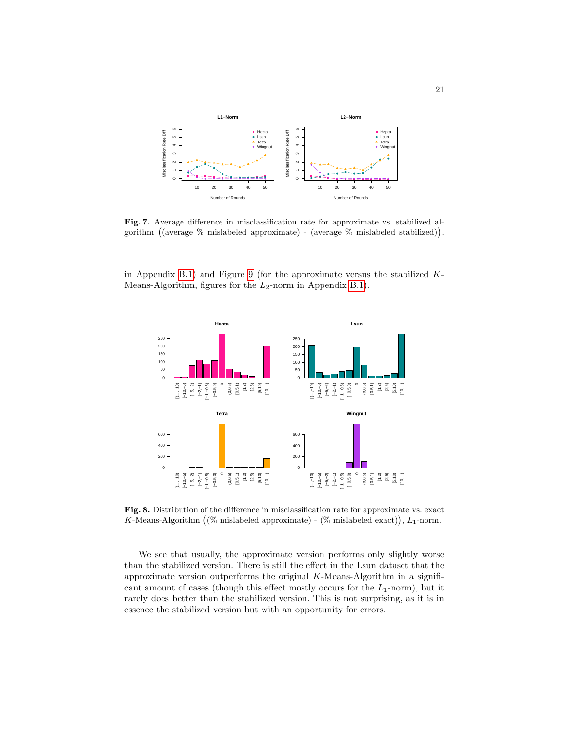**Fig. 7.** Average difference in misclassification rate for approximate vs. stabilized algorithm ((average % mislabeled approximate) - (average % mislabeled stabilized)).

in Appendix B.1) and Figure 9 (for the approximate versus the stabilized $K$-Means-Algorithm, figures for the $L_2$-norm in Appendix B.1).

**Fig. 8.** Distribution of the difference in misclassification rate for approximate vs. exact $K$-Means-Algorithm ((% mislabeled approximate) - (% mislabeled exact)), $L_1$-norm.

We see that usually, the approximate version performs only slightly worse than the stabilized version. There is still the effect in the Lsun dataset that the approximate version outperforms the original $K$-Means-Algorithm in a significant amount of cases (though this effect mostly occurs for the $L_1$-norm), but it rarely does better than the stabilized version. This is not surprising, as it is in essence the stabilized version but with an opportunity for errors.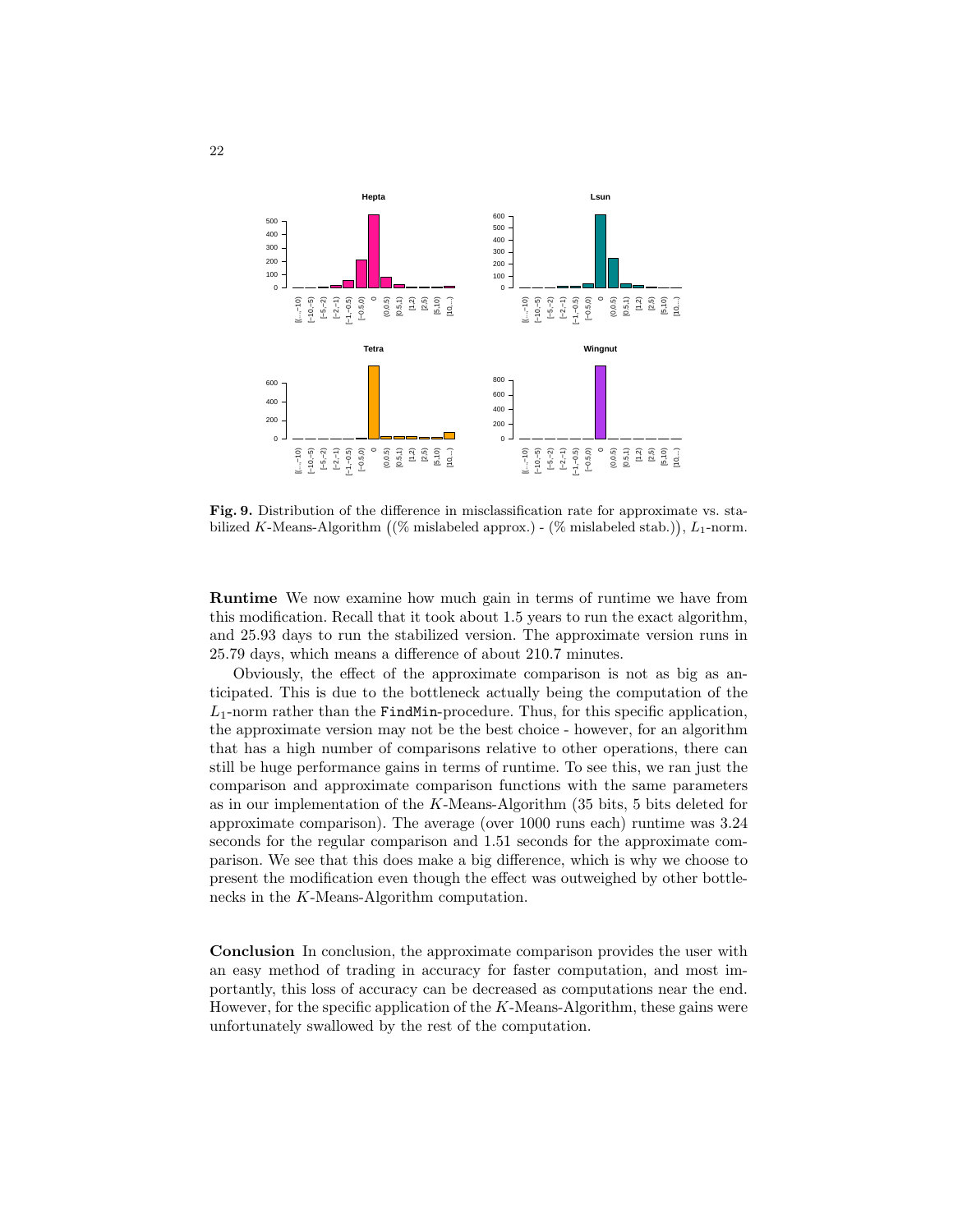**Fig. 9.** Distribution of the difference in misclassification rate for approximate vs. stabilized $K$-Means-Algorithm ((% mislabeled approx.) - (% mislabeled stab.)), $L_1$-norm.

**Runtime** We now examine how much gain in terms of runtime we have from this modification. Recall that it took about 1.5 years to run the exact algorithm, and 25.93 days to run the stabilized version. The approximate version runs in 25.79 days, which means a difference of about 210.7 minutes.

Obviously, the effect of the approximate comparison is not as big as anticipated. This is due to the bottleneck actually being the computation of the $L_1$-norm rather than the `FindMin`-procedure. Thus, for this specific application, the approximate version may not be the best choice - however, for an algorithm that has a high number of comparisons relative to other operations, there can still be huge performance gains in terms of runtime. To see this, we ran just the comparison and approximate comparison functions with the same parameters as in our implementation of the $K$-Means-Algorithm (35 bits, 5 bits deleted for approximate comparison). The average (over 1000 runs each) runtime was 3.24 seconds for the regular comparison and 1.51 seconds for the approximate comparison. We see that this does make a big difference, which is why we choose to present the modification even though the effect was outweighed by other bottlenecks in the $K$-Means-Algorithm computation.

**Conclusion** In conclusion, the approximate comparison provides the user with an easy method of trading in accuracy for faster computation, and most importantly, this loss of accuracy can be decreased as computations near the end. However, for the specific application of the $K$-Means-Algorithm, these gains were unfortunately swallowed by the rest of the computation.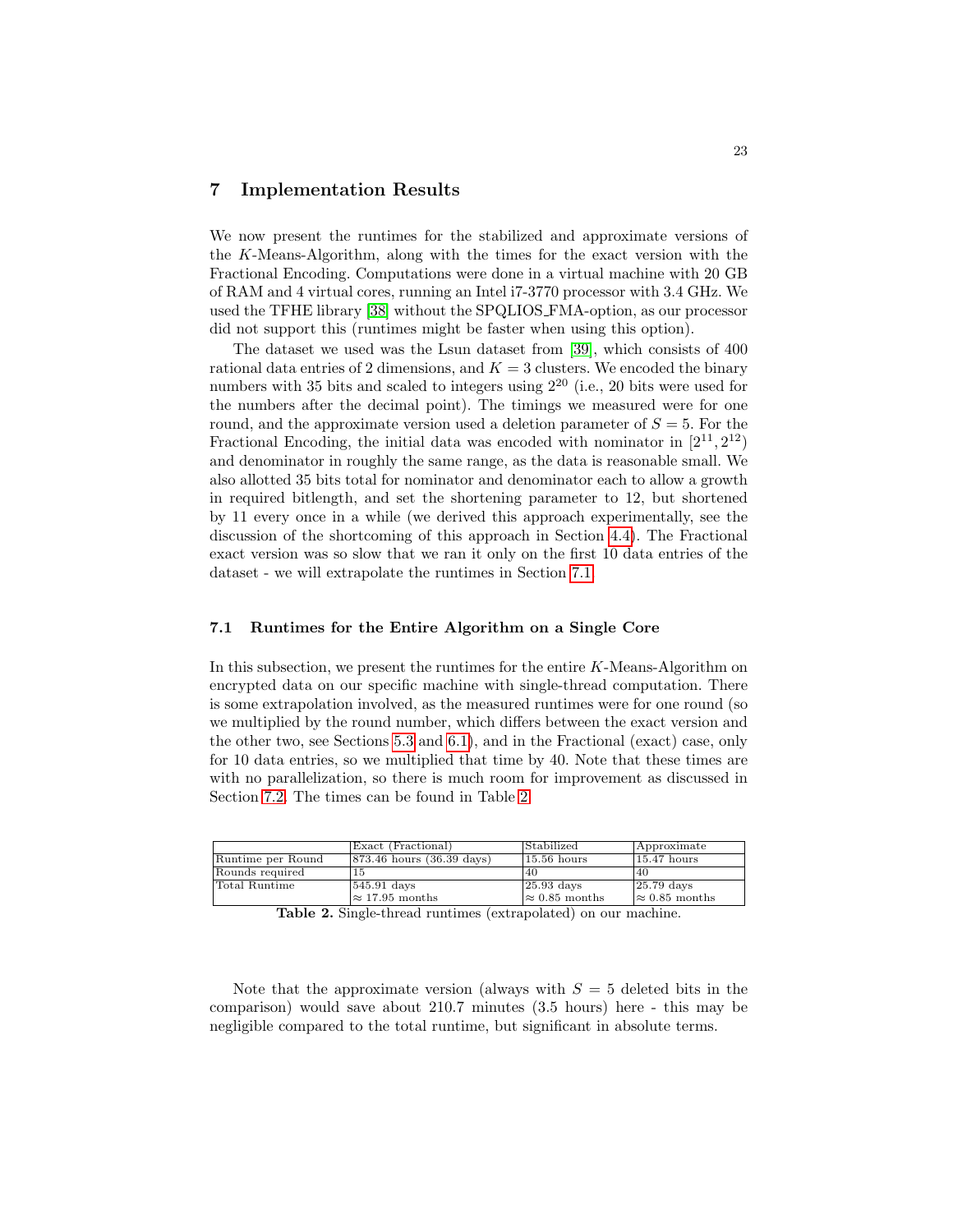## 7 Implementation Results

We now present the runtimes for the stabilized and approximate versions of the $K$-Means-Algorithm, along with the times for the exact version with the Fractional Encoding. Computations were done in a virtual machine with 20 GB of RAM and 4 virtual cores, running an Intel i7-3770 processor with 3.4 GHz. We used the TFHE library [38] without the SPQLIOS_FMA-option, as our processor did not support this (runtimes might be faster when using this option).

The dataset we used was the Lsun dataset from [39], which consists of 400 rational data entries of 2 dimensions, and $K = 3$ clusters. We encoded the binary numbers with 35 bits and scaled to integers using $2^{20}$ (i.e., 20 bits were used for the numbers after the decimal point). The timings we measured were for one round, and the approximate version used a deletion parameter of $S = 5$. For the Fractional Encoding, the initial data was encoded with nominator in $[2^{11}, 2^{12})$ and denominator in roughly the same range, as the data is reasonable small. We also allotted 35 bits total for nominator and denominator each to allow a growth in required bitlength, and set the shortening parameter to 12, but shortened by 11 every once in a while (we derived this approach experimentally, see the discussion of the shortcoming of this approach in Section 4.4). The Fractional exact version was so slow that we ran it only on the first 10 data entries of the dataset - we will extrapolate the runtimes in Section 7.1.

### 7.1 Runtimes for the Entire Algorithm on a Single Core

In this subsection, we present the runtimes for the entire $K$-Means-Algorithm on encrypted data on our specific machine with single-thread computation. There is some extrapolation involved, as the measured runtimes were for one round (so we multiplied by the round number, which differs between the exact version and the other two, see Sections 5.3 and 6.1), and in the Fractional (exact) case, only for 10 data entries, so we multiplied that time by 40. Note that these times are with no parallelization, so there is much room for improvement as discussed in Section 7.2. The times can be found in Table 2.

| | Exact (Fractional) | Stabilized | Approximate |
|---|---|---|---|
| Runtime per Round | 873.46 hours (36.39 days) | 15.56 hours | 15.47 hours |
| Rounds required | 15 | 40 | 40 |
| Total Runtime | 545.91 days<br>$\approx$ 17.95 months | 25.93 days<br>$\approx$ 0.85 months | 25.79 days<br>$\approx$ 0.85 months |

**Table 2.** Single-thread runtimes (extrapolated) on our machine.

Note that the approximate version (always with $S = 5$ deleted bits in the comparison) would save about 210.7 minutes (3.5 hours) here - this may be negligible compared to the total runtime, but significant in absolute terms.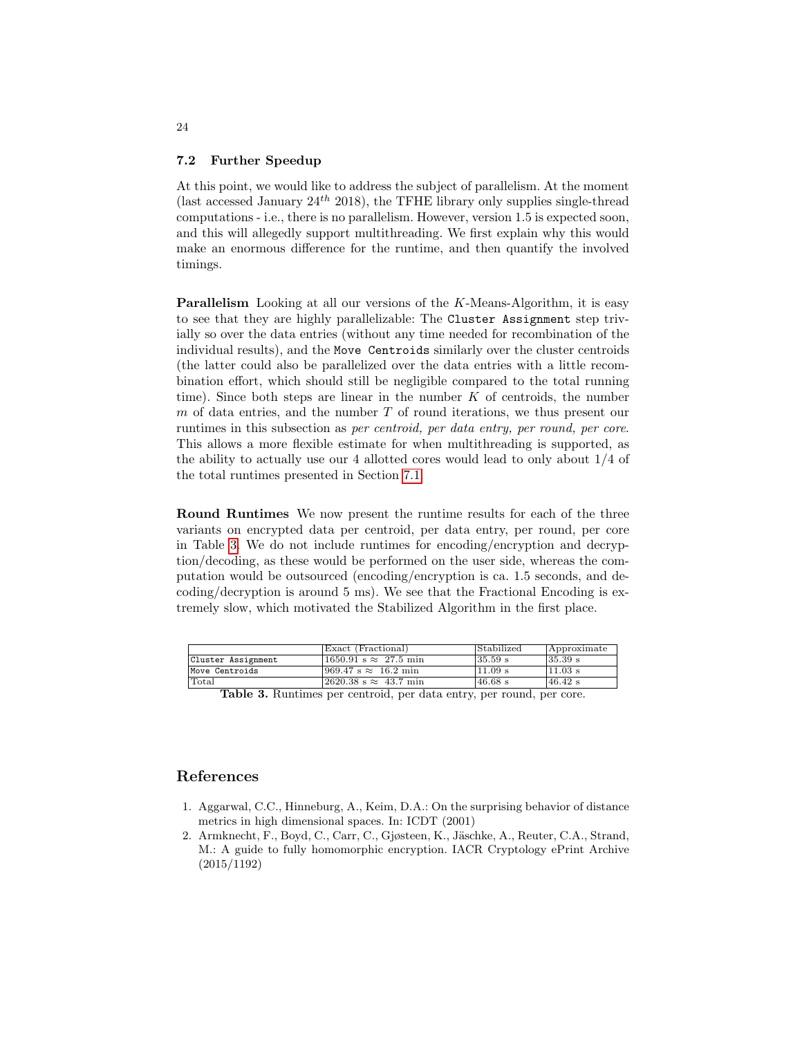### 7.2 Further Speedup

At this point, we would like to address the subject of parallelism. At the moment (last accessed January $24^{th}$ 2018), the TFHE library only supplies single-thread computations - i.e., there is no parallelism. However, version 1.5 is expected soon, and this will allegedly support multithreading. We first explain why this would make an enormous difference for the runtime, and then quantify the involved timings.

**Parallelism** Looking at all our versions of the $K$-Means-Algorithm, it is easy to see that they are highly parallelizable: The `Cluster Assignment` step trivially so over the data entries (without any time needed for recombination of the individual results), and the `Move Centroids` similarly over the cluster centroids (the latter could also be parallelized over the data entries with a little recombination effort, which should still be negligible compared to the total running time). Since both steps are linear in the number $K$ of centroids, the number $m$ of data entries, and the number $T$ of round iterations, we thus present our runtimes in this subsection as *per centroid, per data entry, per round, per core*. This allows a more flexible estimate for when multithreading is supported, as the ability to actually use our 4 allotted cores would lead to only about 1/4 of the total runtimes presented in Section 7.1.

**Round Runtimes** We now present the runtime results for each of the three variants on encrypted data per centroid, per data entry, per round, per core in Table 3. We do not include runtimes for encoding/encryption and decryption/decoding, as these would be performed on the user side, whereas the computation would be outsourced (encoding/encryption is ca. 1.5 seconds, and decoding/decryption is around 5 ms). We see that the Fractional Encoding is extremely slow, which motivated the Stabilized Algorithm in the first place.

| | Exact (Fractional) | Stabilized | Approximate |
|---|---|---|---|
| `Cluster Assignment` | 1650.91 s $\approx$ 27.5 min | 35.59 s | 35.39 s |
| `Move Centroids` | 969.47 s $\approx$ 16.2 min | 11.09 s | 11.03 s |
| Total | 2620.38 s $\approx$ 43.7 min | 46.68 s | 46.42 s |

**Table 3.** Runtimes per centroid, per data entry, per round, per core.

## References

1. Aggarwal, C.C., Hinneburg, A., Keim, D.A.: On the surprising behavior of distance metrics in high dimensional spaces. In: ICDT (2001)
2. Armknecht, F., Boyd, C., Carr, C., Gjøsteen, K., Jäschke, A., Reuter, C.A., Strand, M.: A guide to fully homomorphic encryption. IACR Cryptology ePrint Archive (2015/1192)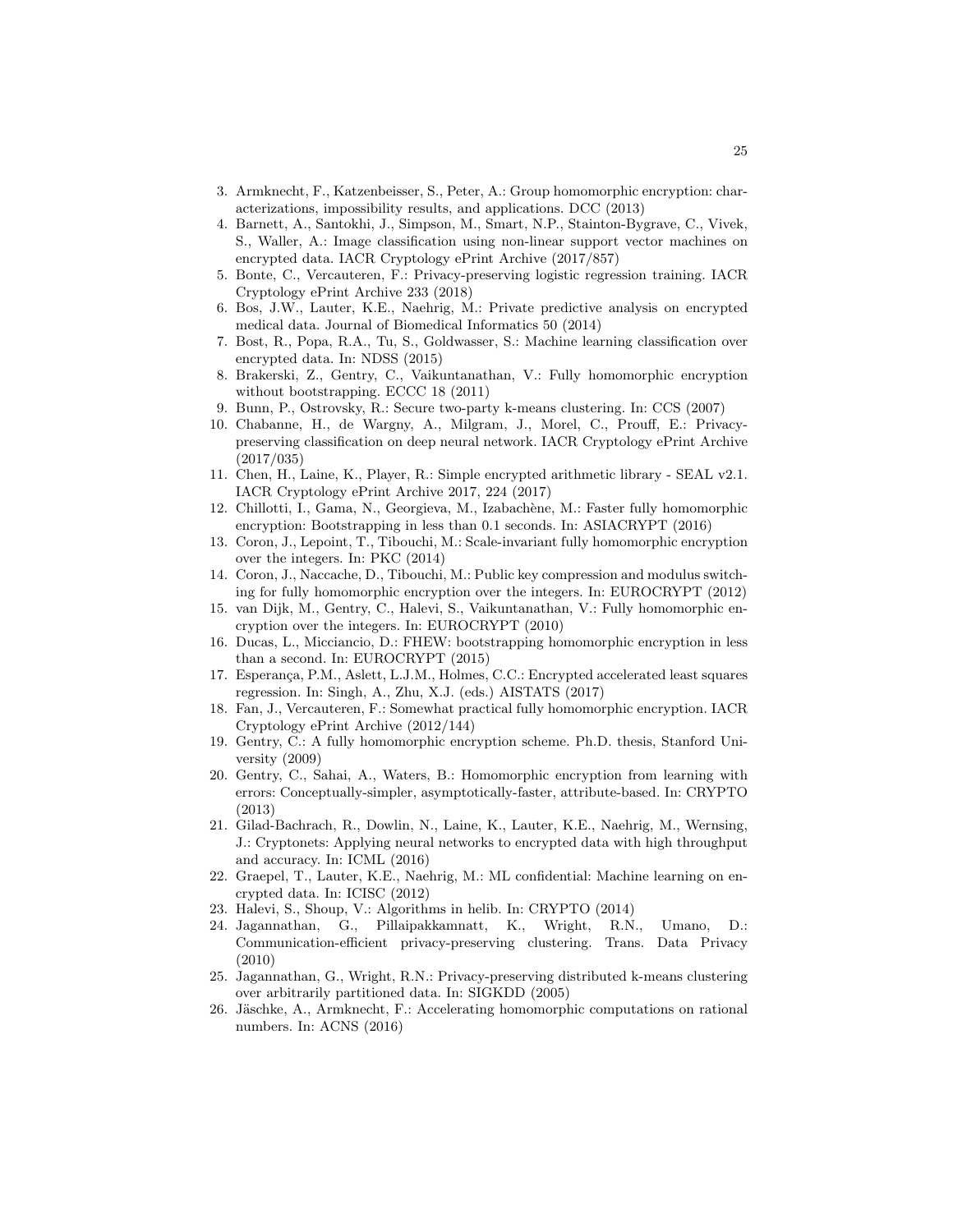3. Armknecht, F., Katzenbeisser, S., Peter, A.: Group homomorphic encryption: characterizations, impossibility results, and applications. DCC (2013)
4. Barnett, A., Santokhi, J., Simpson, M., Smart, N.P., Stainton-Bygrave, C., Vivek, S., Waller, A.: Image classification using non-linear support vector machines on encrypted data. IACR Cryptology ePrint Archive (2017/857)
5. Bonte, C., Vercauteren, F.: Privacy-preserving logistic regression training. IACR Cryptology ePrint Archive 233 (2018)
6. Bos, J.W., Lauter, K.E., Naehrig, M.: Private predictive analysis on encrypted medical data. Journal of Biomedical Informatics 50 (2014)
7. Bost, R., Popa, R.A., Tu, S., Goldwasser, S.: Machine learning classification over encrypted data. In: NDSS (2015)
8. Brakerski, Z., Gentry, C., Vaikuntanathan, V.: Fully homomorphic encryption without bootstrapping. ECCC 18 (2011)
9. Bunn, P., Ostrovsky, R.: Secure two-party k-means clustering. In: CCS (2007)
10. Chabanne, H., de Wargny, A., Milgram, J., Morel, C., Prouff, E.: Privacy-preserving classification on deep neural network. IACR Cryptology ePrint Archive (2017/035)
11. Chen, H., Laine, K., Player, R.: Simple encrypted arithmetic library - SEAL v2.1. IACR Cryptology ePrint Archive 2017, 224 (2017)
12. Chillotti, I., Gama, N., Georgieva, M., Izabachène, M.: Faster fully homomorphic encryption: Bootstrapping in less than 0.1 seconds. In: ASIACRYPT (2016)
13. Coron, J., Lepoint, T., Tibouchi, M.: Scale-invariant fully homomorphic encryption over the integers. In: PKC (2014)
14. Coron, J., Naccache, D., Tibouchi, M.: Public key compression and modulus switching for fully homomorphic encryption over the integers. In: EUROCRYPT (2012)
15. van Dijk, M., Gentry, C., Halevi, S., Vaikuntanathan, V.: Fully homomorphic encryption over the integers. In: EUROCRYPT (2010)
16. Ducas, L., Micciancio, D.: FHEW: bootstrapping homomorphic encryption in less than a second. In: EUROCRYPT (2015)
17. Esperança, P.M., Aslett, L.J.M., Holmes, C.C.: Encrypted accelerated least squares regression. In: Singh, A., Zhu, X.J. (eds.) AISTATS (2017)
18. Fan, J., Vercauteren, F.: Somewhat practical fully homomorphic encryption. IACR Cryptology ePrint Archive (2012/144)
19. Gentry, C.: A fully homomorphic encryption scheme. Ph.D. thesis, Stanford University (2009)
20. Gentry, C., Sahai, A., Waters, B.: Homomorphic encryption from learning with errors: Conceptually-simpler, asymptotically-faster, attribute-based. In: CRYPTO (2013)
21. Gilad-Bachrach, R., Dowlin, N., Laine, K., Lauter, K.E., Naehrig, M., Wernsing, J.: Cryptonets: Applying neural networks to encrypted data with high throughput and accuracy. In: ICML (2016)
22. Graepel, T., Lauter, K.E., Naehrig, M.: ML confidential: Machine learning on encrypted data. In: ICISC (2012)
23. Halevi, S., Shoup, V.: Algorithms in helib. In: CRYPTO (2014)
24. Jagannathan, G., Pillaipakkamnatt, K., Wright, R.N., Umano, D.: Communication-efficient privacy-preserving clustering. Trans. Data Privacy (2010)
25. Jagannathan, G., Wright, R.N.: Privacy-preserving distributed k-means clustering over arbitrarily partitioned data. In: SIGKDD (2005)
26. Jäschke, A., Armknecht, F.: Accelerating homomorphic computations on rational numbers. In: ACNS (2016)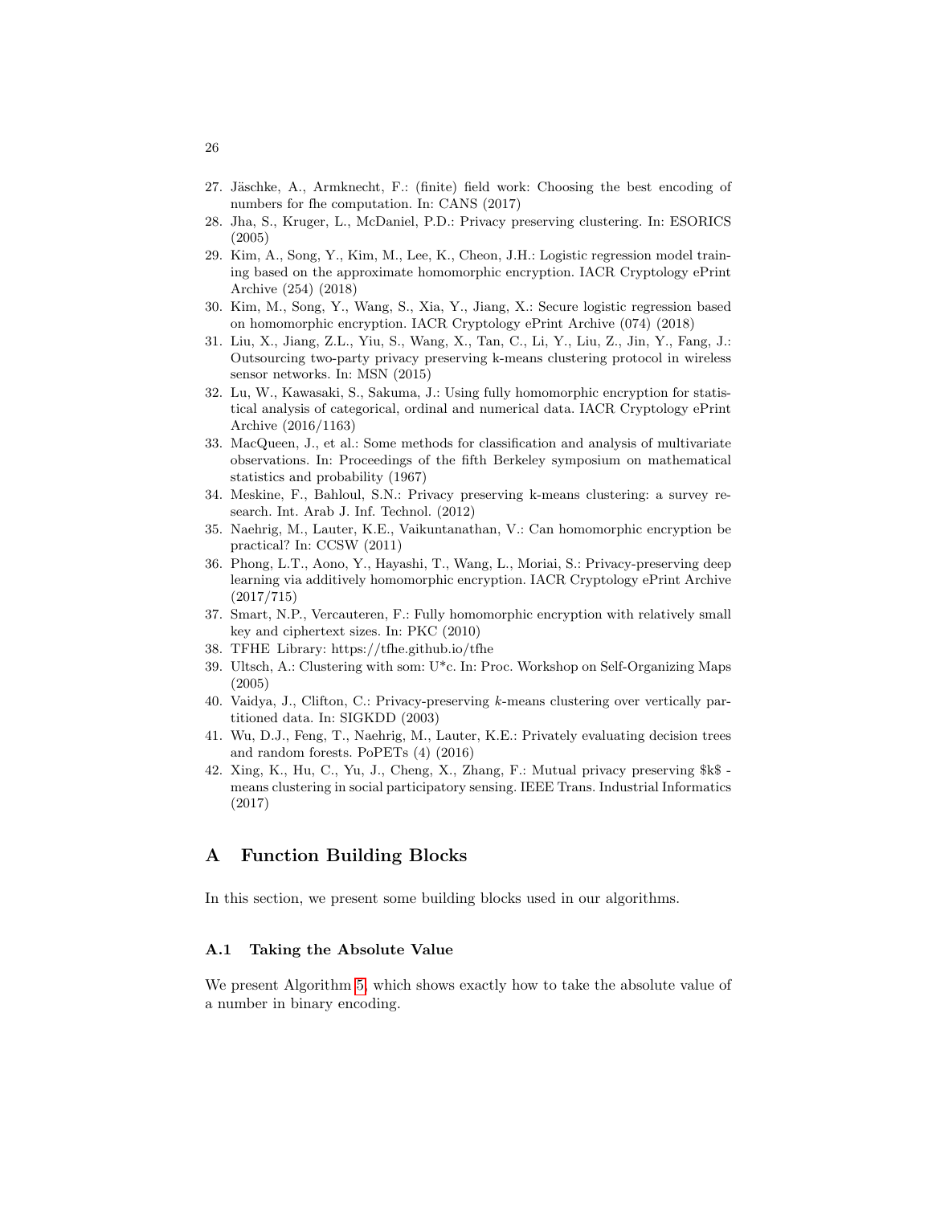27. Jäschke, A., Armknecht, F.: (finite) field work: Choosing the best encoding of numbers for fhe computation. In: CANS (2017)
28. Jha, S., Kruger, L., McDaniel, P.D.: Privacy preserving clustering. In: ESORICS (2005)
29. Kim, A., Song, Y., Kim, M., Lee, K., Cheon, J.H.: Logistic regression model training based on the approximate homomorphic encryption. IACR Cryptology ePrint Archive (254) (2018)
30. Kim, M., Song, Y., Wang, S., Xia, Y., Jiang, X.: Secure logistic regression based on homomorphic encryption. IACR Cryptology ePrint Archive (074) (2018)
31. Liu, X., Jiang, Z.L., Yiu, S., Wang, X., Tan, C., Li, Y., Liu, Z., Jin, Y., Fang, J.: Outsourcing two-party privacy preserving k-means clustering protocol in wireless sensor networks. In: MSN (2015)
32. Lu, W., Kawasaki, S., Sakuma, J.: Using fully homomorphic encryption for statistical analysis of categorical, ordinal and numerical data. IACR Cryptology ePrint Archive (2016/1163)
33. MacQueen, J., et al.: Some methods for classification and analysis of multivariate observations. In: Proceedings of the fifth Berkeley symposium on mathematical statistics and probability (1967)
34. Meskine, F., Bahloul, S.N.: Privacy preserving k-means clustering: a survey research. Int. Arab J. Inf. Technol. (2012)
35. Naehrig, M., Lauter, K.E., Vaikuntanathan, V.: Can homomorphic encryption be practical? In: CCSW (2011)
36. Phong, L.T., Aono, Y., Hayashi, T., Wang, L., Moriai, S.: Privacy-preserving deep learning via additively homomorphic encryption. IACR Cryptology ePrint Archive (2017/715)
37. Smart, N.P., Vercauteren, F.: Fully homomorphic encryption with relatively small key and ciphertext sizes. In: PKC (2010)
38. TFHE Library: https://tfhe.github.io/tfhe
39. Ultsch, A.: Clustering with som: U*c. In: Proc. Workshop on Self-Organizing Maps (2005)
40. Vaidya, J., Clifton, C.: Privacy-preserving $k$-means clustering over vertically partitioned data. In: SIGKDD (2003)
41. Wu, D.J., Feng, T., Naehrig, M., Lauter, K.E.: Privately evaluating decision trees and random forests. PoPETs (4) (2016)
42. Xing, K., Hu, C., Yu, J., Cheng, X., Zhang, F.: Mutual privacy preserving $k$ -means clustering in social participatory sensing. IEEE Trans. Industrial Informatics (2017)

# A Function Building Blocks

In this section, we present some building blocks used in our algorithms.

## A.1 Taking the Absolute Value

We present Algorithm 5, which shows exactly how to take the absolute value of a number in binary encoding.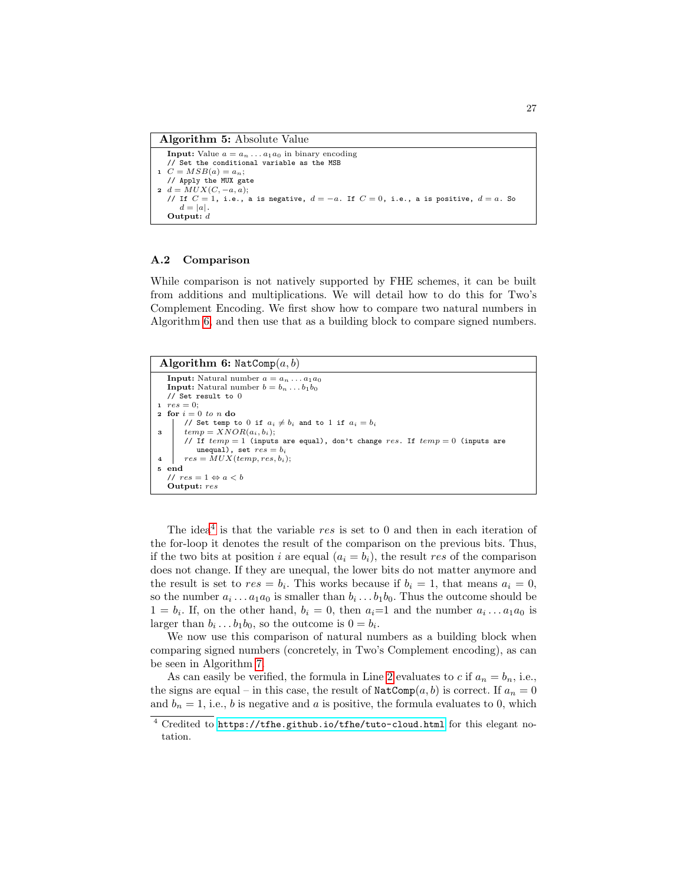**Algorithm 5:** Absolute Value

```
   Input: Value a = a_n ... a_1 a_0 in binary encoding
   // Set the conditional variable as the MSB
1  C = MSB(a) = a_n;
   // Apply the MUX gate
2  d = MUX(C, -a, a);
   // If C = 1, i.e., a is negative, d = -a. If C = 0, i.e., a is positive, d = a. So
      d = |a|.
   Output: d
```

### A.2 Comparison

While comparison is not natively supported by FHE schemes, it can be built from additions and multiplications. We will detail how to do this for Two's Complement Encoding. We first show how to compare two natural numbers in Algorithm 6, and then use that as a building block to compare signed numbers.

**Algorithm 6:** `NatComp`$(a, b)$

```
   Input: Natural number a = a_n ... a_1 a_0
   Input: Natural number b = b_n ... b_1 b_0
   // Set result to 0
1  res = 0;
2  for i = 0 to n do
       // Set temp to 0 if a_i ≠ b_i and to 1 if a_i = b_i
3      temp = XNOR(a_i, b_i);
       // If temp = 1 (inputs are equal), don't change res. If temp = 0 (inputs are
          unequal), set res = b_i
4      res = MUX(temp, res, b_i);
5  end
   // res = 1 ⇔ a < b
   Output: res
```

The idea[4] is that the variable $res$ is set to 0 and then in each iteration of the for-loop it denotes the result of the comparison on the previous bits. Thus, if the two bits at position $i$ are equal ($a_i = b_i$), the result $res$ of the comparison does not change. If they are unequal, the lower bits do not matter anymore and the result is set to $res = b_i$. This works because if $b_i = 1$, that means $a_i = 0$, so the number $a_i \dots a_1 a_0$ is smaller than $b_i \dots b_1 b_0$. Thus the outcome should be $1 = b_i$. If, on the other hand, $b_i = 0$, then $a_i$=1 and the number $a_i \dots a_1 a_0$ is larger than $b_i \dots b_1 b_0$, so the outcome is $0 = b_i$.

We now use this comparison of natural numbers as a building block when comparing signed numbers (concretely, in Two's Complement encoding), as can be seen in Algorithm 7.

As can easily be verified, the formula in Line 2 evaluates to $c$ if $a_n = b_n$, i.e., the signs are equal – in this case, the result of `NatComp`$(a, b)$ is correct. If $a_n = 0$ and $b_n = 1$, i.e., $b$ is negative and $a$ is positive, the formula evaluates to 0, which

[4] Credited to https://tfhe.github.io/tfhe/tuto-cloud.html for this elegant notation.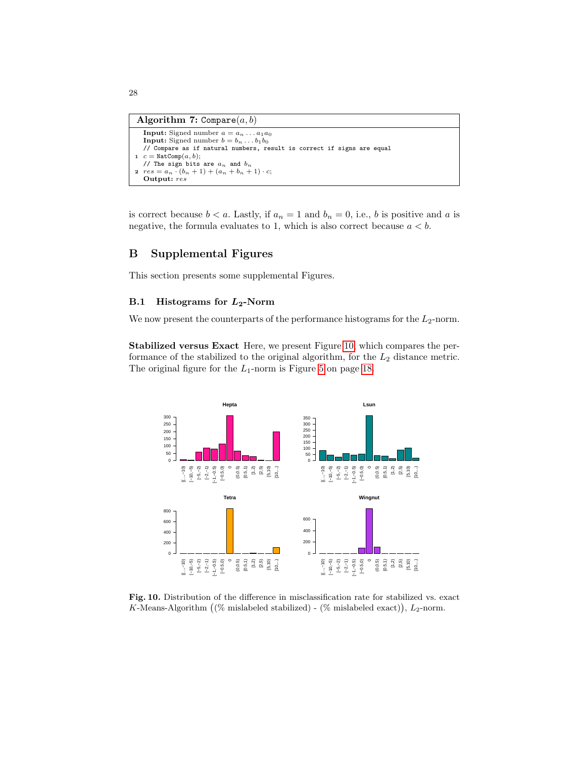**Algorithm 7:** `Compare`$(a, b)$

```
Input: Signed number a = a_n ... a_1 a_0
Input: Signed number b = b_n ... b_1 b_0
   // Compare as if natural numbers, result is correct if signs are equal
1  c = NatComp(a, b);
   // The sign bits are a_n and b_n
2  res = a_n · (b_n + 1) + (a_n + b_n + 1) · c;
Output: res
```

is correct because $b < a$. Lastly, if $a_n = 1$ and $b_n = 0$, i.e., $b$ is positive and $a$ is negative, the formula evaluates to 1, which is also correct because $a < b$.

## B Supplemental Figures

This section presents some supplemental Figures.

### B.1 Histograms for $L_2$-Norm

We now present the counterparts of the performance histograms for the $L_2$-norm.

**Stabilized versus Exact** Here, we present Figure 10, which compares the performance of the stabilized to the original algorithm, for the $L_2$ distance metric. The original figure for the $L_1$-norm is Figure 5 on page 18.

**Fig. 10.** Distribution of the difference in misclassification rate for stabilized vs. exact $K$-Means-Algorithm ((% mislabeled stabilized) - (% mislabeled exact)), $L_2$-norm.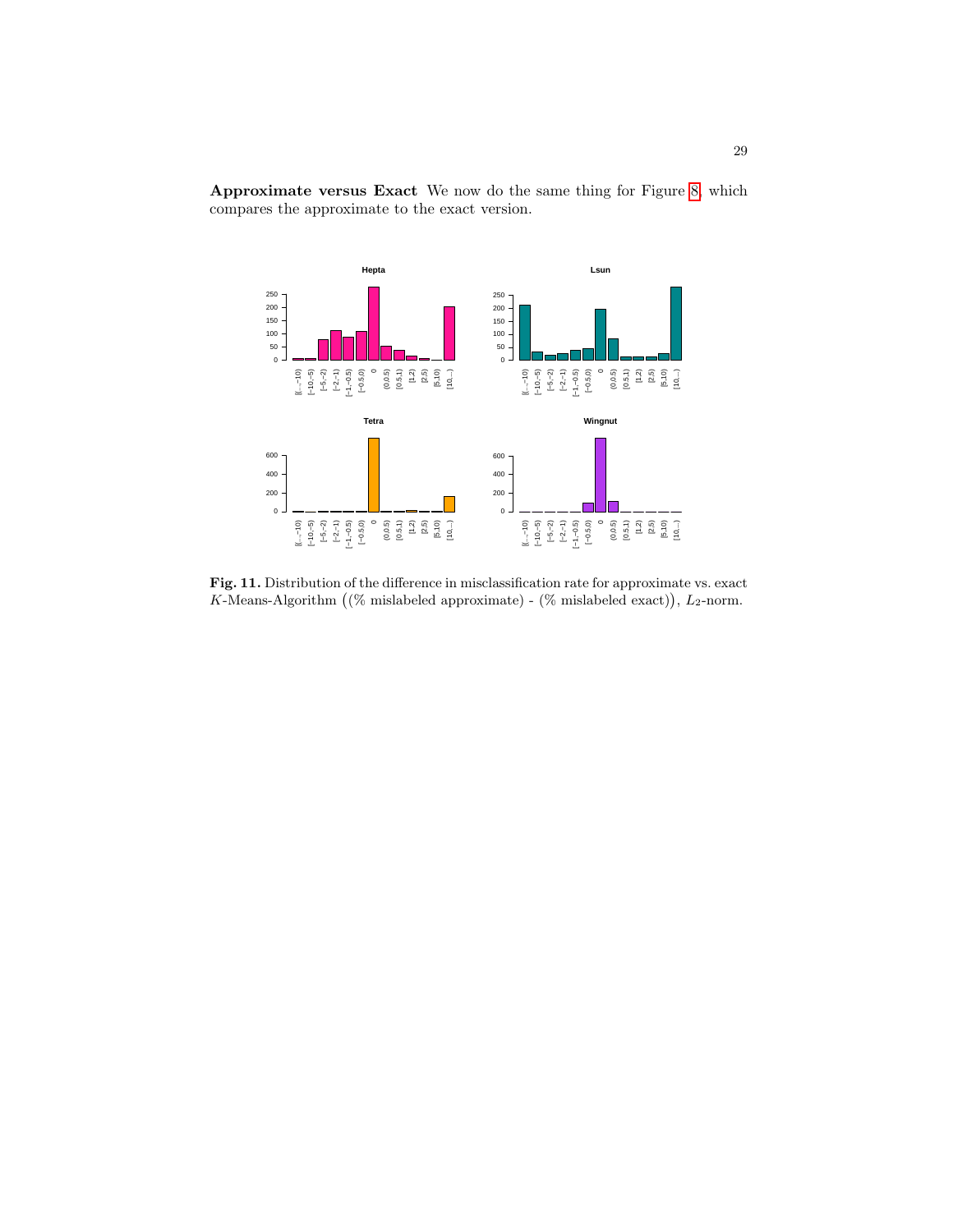**Approximate versus Exact** We now do the same thing for Figure 8, which compares the approximate to the exact version.

**Fig. 11.** Distribution of the difference in misclassification rate for approximate vs. exact $K$-Means-Algorithm $\big((\%$ mislabeled approximate$)$ - $(\%$ mislabeled exact$)\big)$, $L_2$-norm.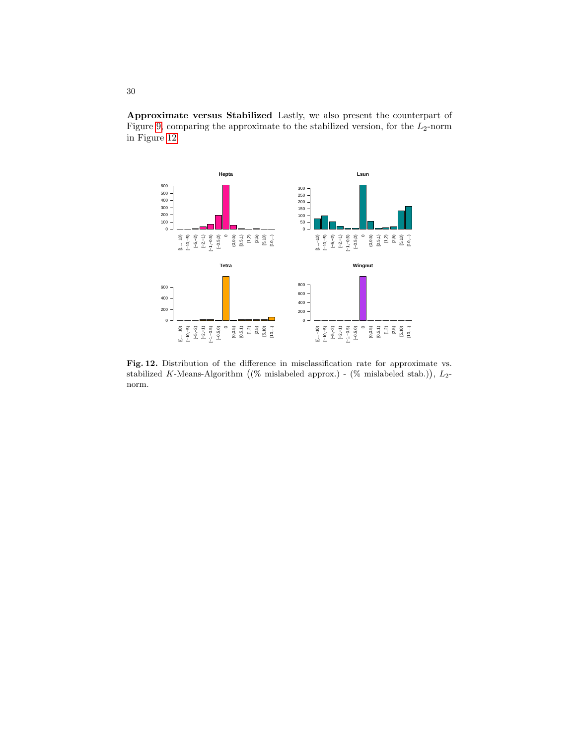**Approximate versus Stabilized** Lastly, we also present the counterpart of Figure 9, comparing the approximate to the stabilized version, for the $L_2$-norm in Figure 12.

Hepta

600
500
400
300
200
100
0

[(...,−10) [−10,−5) [−5,−2) [−2,−1) [−1,−0.5) [−0.5,0) 0 (0,0.5) [0.5,1) [1,2) [2,5) [5,10) [10,...)

Lsun

300
250
200
150
100
50
0

[(...,−10) [−10,−5) [−5,−2) [−2,−1) [−1,−0.5) [−0.5,0) 0 (0,0.5) [0.5,1) [1,2) [2,5) [5,10) [10,...)

Tetra

600
400
200
0

[(...,−10) [−10,−5) [−5,−2) [−2,−1) [−1,−0.5) [−0.5,0) 0 (0,0.5) [0.5,1) [1,2) [2,5) [5,10) [10,...)

Wingnut

800
600
400
200
0

[(...,−10) [−10,−5) [−5,−2) [−2,−1) [−1,−0.5) [−0.5,0) 0 (0,0.5) [0.5,1) [1,2) [2,5) [5,10) [10,...)

**Fig. 12.** Distribution of the difference in misclassification rate for approximate vs. stabilized $K$-Means-Algorithm $\big($(% mislabeled approx.) - (% mislabeled stab.)$\big)$, $L_2$-norm.